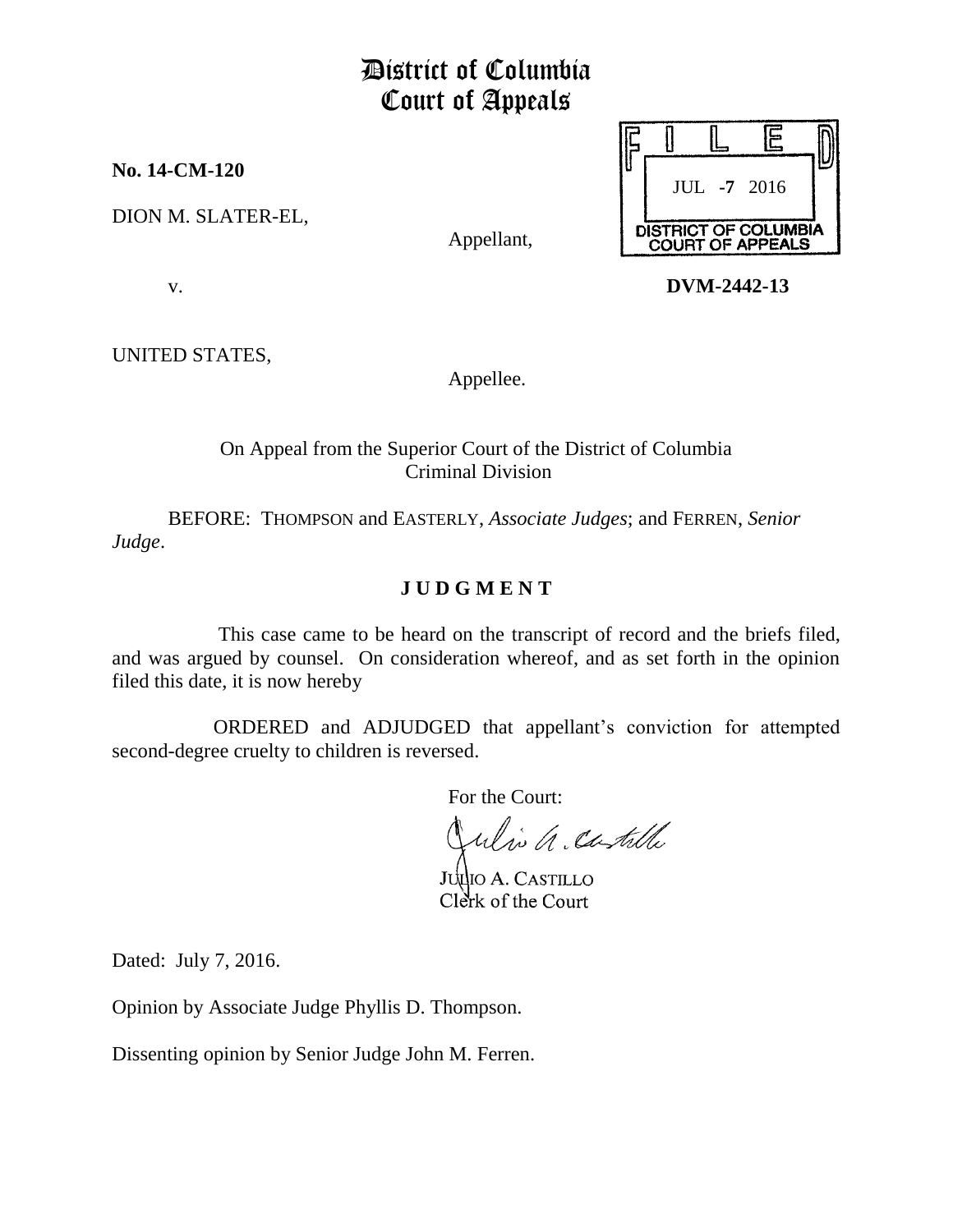# District of Columbia Court of Appeals

**No. 14-CM-120**

DION M. SLATER-EL,

Appellant,

FILED
JUL -7 2016
DISTRICT OF COLUMBIA COURT OF APPEALS

v.

**DVM-2442-13**

UNITED STATES,

Appellee.

On Appeal from the Superior Court of the District of Columbia
Criminal Division

BEFORE: THOMPSON and EASTERLY, *Associate Judges*; and FERREN, *Senior Judge*.

## J U D G M E N T

This case came to be heard on the transcript of record and the briefs filed, and was argued by counsel. On consideration whereof, and as set forth in the opinion filed this date, it is now hereby

ORDERED and ADJUDGED that appellant's conviction for attempted second-degree cruelty to children is reversed.

For the Court:

JULIO A. CASTILLO
Clerk of the Court

Dated: July 7, 2016.

Opinion by Associate Judge Phyllis D. Thompson.

Dissenting opinion by Senior Judge John M. Ferren.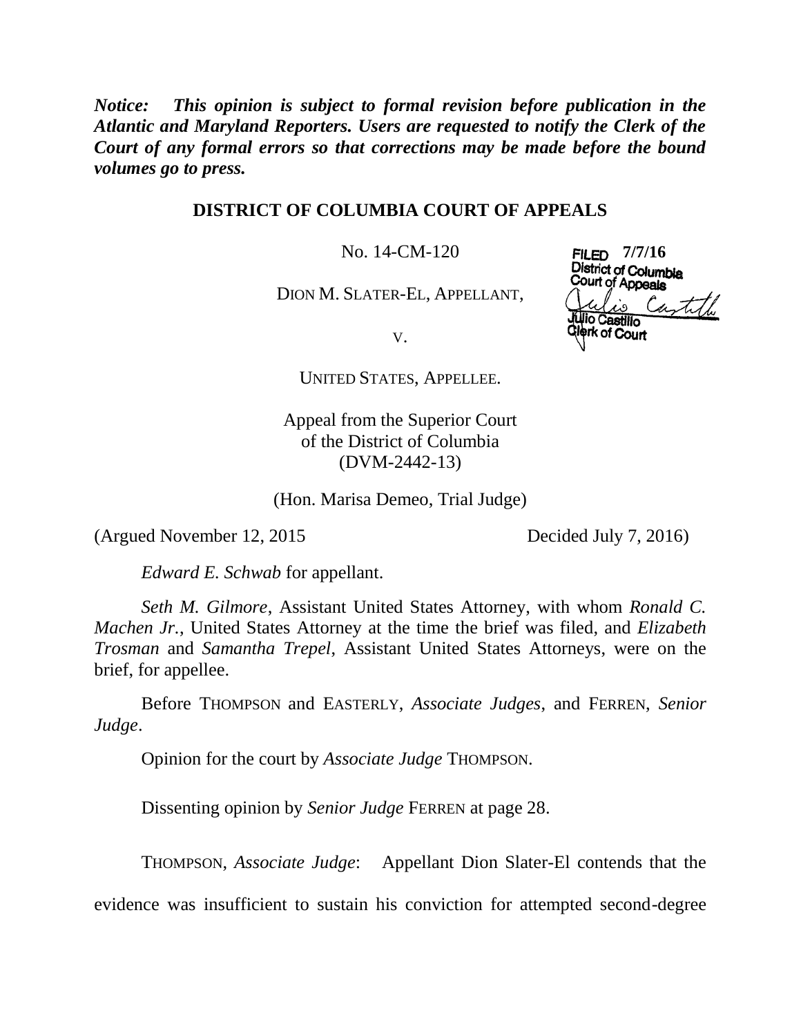*Notice: This opinion is subject to formal revision before publication in the Atlantic and Maryland Reporters. Users are requested to notify the Clerk of the Court of any formal errors so that corrections may be made before the bound volumes go to press.*

**DISTRICT OF COLUMBIA COURT OF APPEALS**

No. 14-CM-120

FILED 7/7/16
District of Columbia
Court of Appeals
Julio Castillo
Clerk of Court

DION M. SLATER-EL, APPELLANT,

V.

UNITED STATES, APPELLEE.

Appeal from the Superior Court
of the District of Columbia
(DVM-2442-13)

(Hon. Marisa Demeo, Trial Judge)

(Argued November 12, 2015 Decided July 7, 2016)

*Edward E. Schwab* for appellant.

*Seth M. Gilmore*, Assistant United States Attorney, with whom *Ronald C. Machen Jr.*, United States Attorney at the time the brief was filed, and *Elizabeth Trosman* and *Samantha Trepel*, Assistant United States Attorneys, were on the brief, for appellee.

Before THOMPSON and EASTERLY, *Associate Judges*, and FERREN, *Senior Judge*.

Opinion for the court by *Associate Judge* THOMPSON.

Dissenting opinion by *Senior Judge* FERREN at page 28.

THOMPSON, *Associate Judge*: Appellant Dion Slater-El contends that the evidence was insufficient to sustain his conviction for attempted second-degree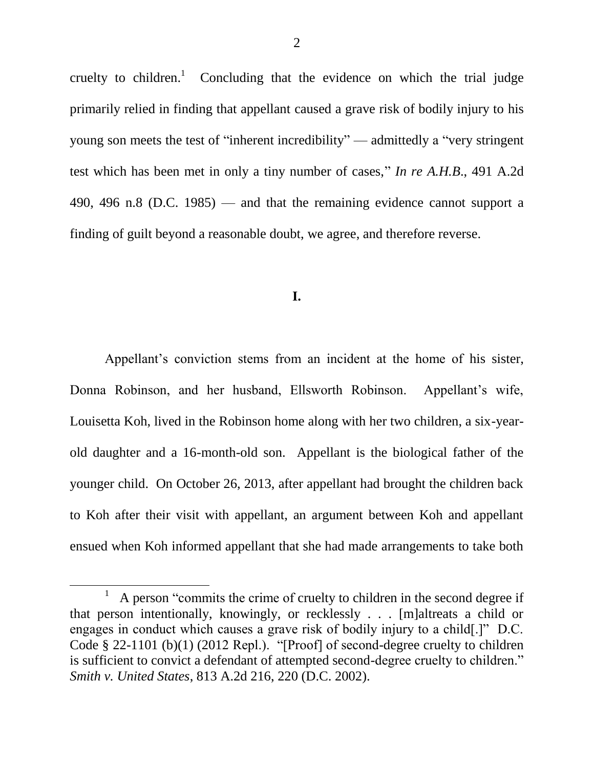cruelty to children.[1] Concluding that the evidence on which the trial judge primarily relied in finding that appellant caused a grave risk of bodily injury to his young son meets the test of "inherent incredibility" — admittedly a "very stringent test which has been met in only a tiny number of cases," *In re A.H.B.*, 491 A.2d 490, 496 n.8 (D.C. 1985) — and that the remaining evidence cannot support a finding of guilt beyond a reasonable doubt, we agree, and therefore reverse.

## I.

Appellant's conviction stems from an incident at the home of his sister, Donna Robinson, and her husband, Ellsworth Robinson. Appellant's wife, Louisetta Koh, lived in the Robinson home along with her two children, a six-year-old daughter and a 16-month-old son. Appellant is the biological father of the younger child. On October 26, 2013, after appellant had brought the children back to Koh after their visit with appellant, an argument between Koh and appellant ensued when Koh informed appellant that she had made arrangements to take both

---

[1] A person "commits the crime of cruelty to children in the second degree if that person intentionally, knowingly, or recklessly . . . [m]altreats a child or engages in conduct which causes a grave risk of bodily injury to a child[.]" D.C. Code § 22-1101 (b)(1) (2012 Repl.). "[Proof] of second-degree cruelty to children is sufficient to convict a defendant of attempted second-degree cruelty to children." *Smith v. United States*, 813 A.2d 216, 220 (D.C. 2002).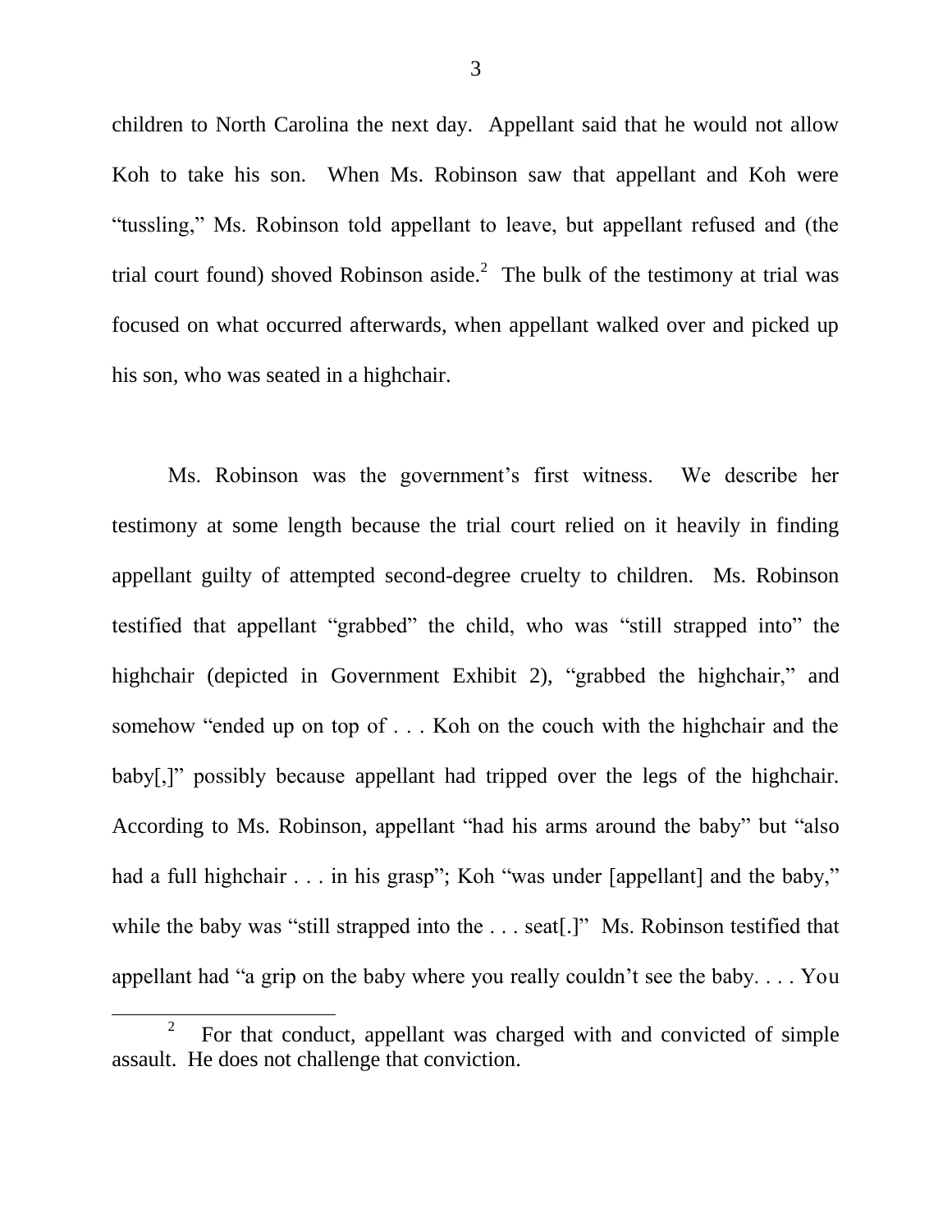children to North Carolina the next day. Appellant said that he would not allow Koh to take his son. When Ms. Robinson saw that appellant and Koh were "tussling," Ms. Robinson told appellant to leave, but appellant refused and (the trial court found) shoved Robinson aside.[2] The bulk of the testimony at trial was focused on what occurred afterwards, when appellant walked over and picked up his son, who was seated in a highchair.

Ms. Robinson was the government's first witness. We describe her testimony at some length because the trial court relied on it heavily in finding appellant guilty of attempted second-degree cruelty to children. Ms. Robinson testified that appellant "grabbed" the child, who was "still strapped into" the highchair (depicted in Government Exhibit 2), "grabbed the highchair," and somehow "ended up on top of . . . Koh on the couch with the highchair and the baby[,]" possibly because appellant had tripped over the legs of the highchair. According to Ms. Robinson, appellant "had his arms around the baby" but "also had a full highchair . . . in his grasp"; Koh "was under [appellant] and the baby," while the baby was "still strapped into the . . . seat[.]" Ms. Robinson testified that appellant had "a grip on the baby where you really couldn't see the baby. . . . You

[2] For that conduct, appellant was charged with and convicted of simple assault. He does not challenge that conviction.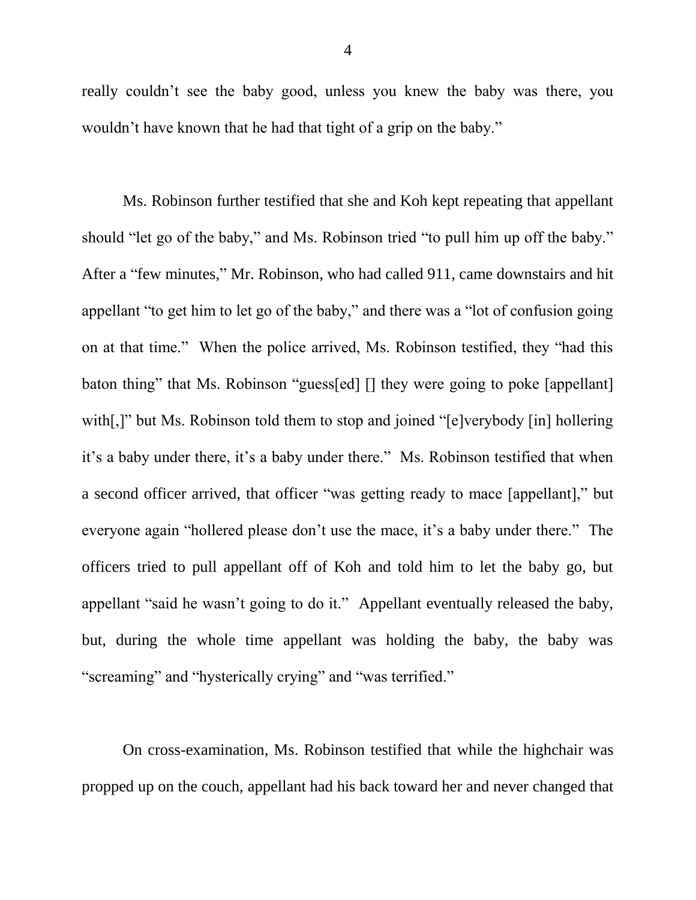really couldn't see the baby good, unless you knew the baby was there, you wouldn't have known that he had that tight of a grip on the baby."

Ms. Robinson further testified that she and Koh kept repeating that appellant should "let go of the baby," and Ms. Robinson tried "to pull him up off the baby." After a "few minutes," Mr. Robinson, who had called 911, came downstairs and hit appellant "to get him to let go of the baby," and there was a "lot of confusion going on at that time." When the police arrived, Ms. Robinson testified, they "had this baton thing" that Ms. Robinson "guess[ed] [] they were going to poke [appellant] with[,]" but Ms. Robinson told them to stop and joined "[e]verybody [in] hollering it's a baby under there, it's a baby under there." Ms. Robinson testified that when a second officer arrived, that officer "was getting ready to mace [appellant]," but everyone again "hollered please don't use the mace, it's a baby under there." The officers tried to pull appellant off of Koh and told him to let the baby go, but appellant "said he wasn't going to do it." Appellant eventually released the baby, but, during the whole time appellant was holding the baby, the baby was "screaming" and "hysterically crying" and "was terrified."

On cross-examination, Ms. Robinson testified that while the highchair was propped up on the couch, appellant had his back toward her and never changed that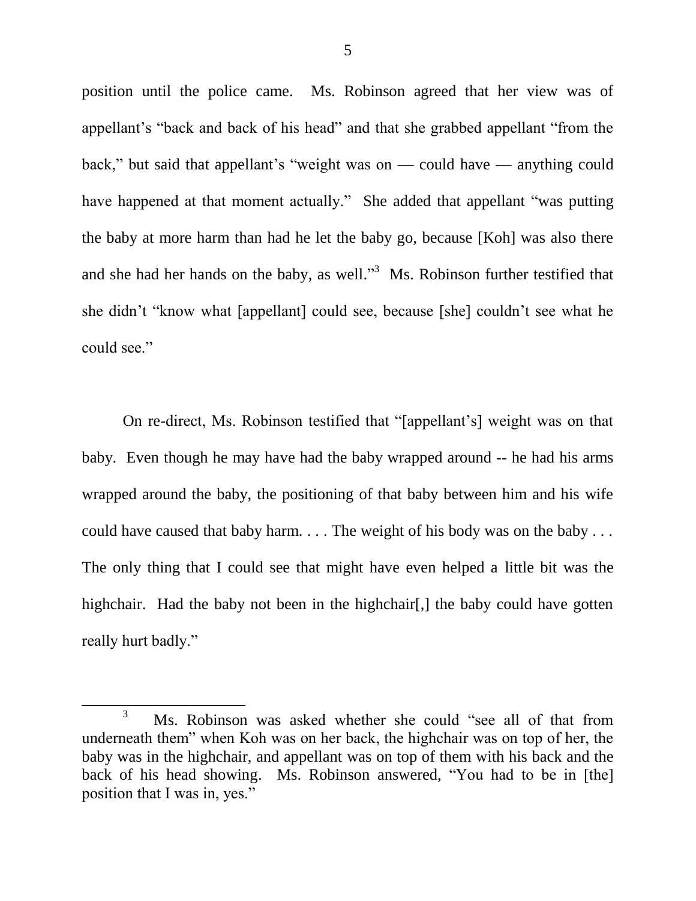position until the police came. Ms. Robinson agreed that her view was of appellant's "back and back of his head" and that she grabbed appellant "from the back," but said that appellant's "weight was on — could have — anything could have happened at that moment actually." She added that appellant "was putting the baby at more harm than had he let the baby go, because [Koh] was also there and she had her hands on the baby, as well."[3] Ms. Robinson further testified that she didn't "know what [appellant] could see, because [she] couldn't see what he could see."

On re-direct, Ms. Robinson testified that "[appellant's] weight was on that baby. Even though he may have had the baby wrapped around -- he had his arms wrapped around the baby, the positioning of that baby between him and his wife could have caused that baby harm. . . . The weight of his body was on the baby . . . The only thing that I could see that might have even helped a little bit was the highchair. Had the baby not been in the highchair[,] the baby could have gotten really hurt badly."

[3] Ms. Robinson was asked whether she could "see all of that from underneath them" when Koh was on her back, the highchair was on top of her, the baby was in the highchair, and appellant was on top of them with his back and the back of his head showing. Ms. Robinson answered, "You had to be in [the] position that I was in, yes."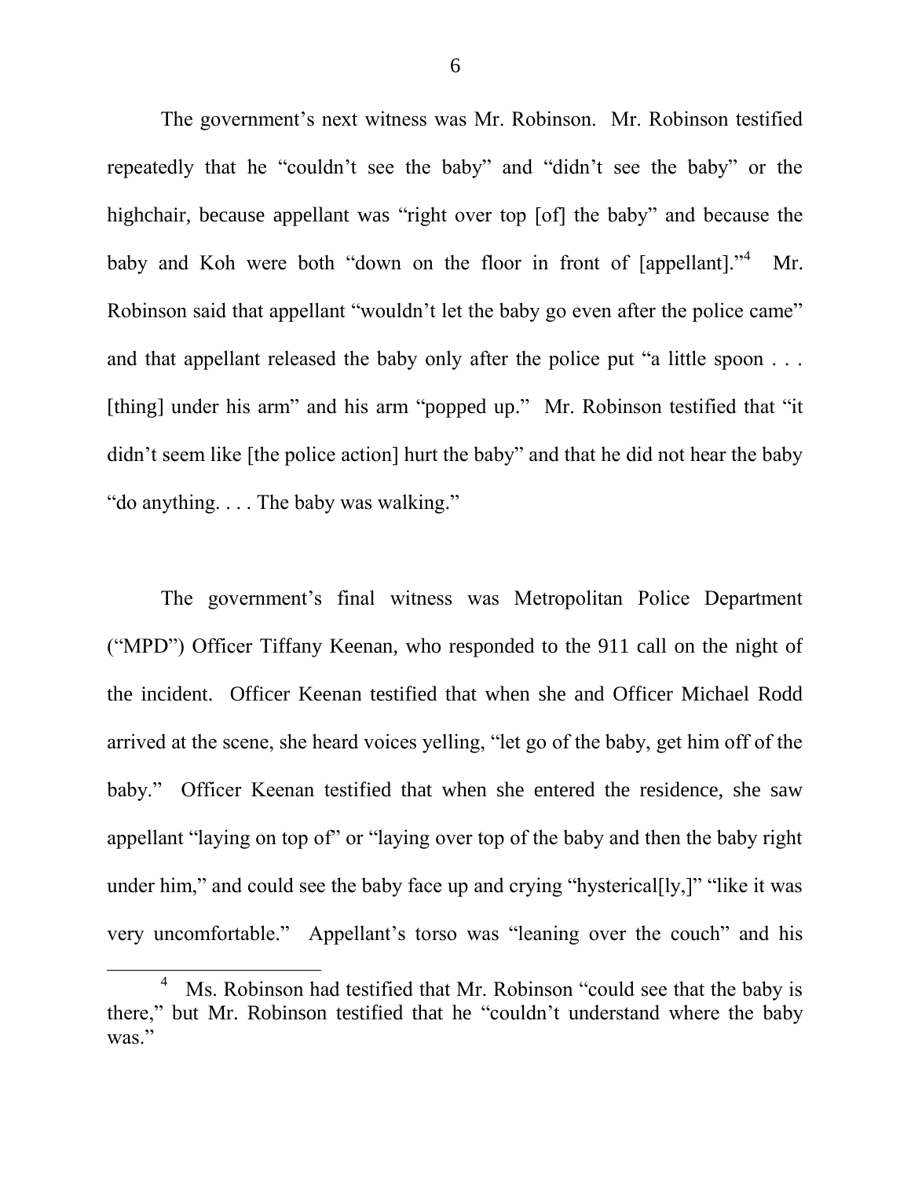The government's next witness was Mr. Robinson. Mr. Robinson testified repeatedly that he "couldn't see the baby" and "didn't see the baby" or the highchair, because appellant was "right over top [of] the baby" and because the baby and Koh were both "down on the floor in front of [appellant]."[4] Mr. Robinson said that appellant "wouldn't let the baby go even after the police came" and that appellant released the baby only after the police put "a little spoon . . . [thing] under his arm" and his arm "popped up." Mr. Robinson testified that "it didn't seem like [the police action] hurt the baby" and that he did not hear the baby "do anything. . . . The baby was walking."

The government's final witness was Metropolitan Police Department ("MPD") Officer Tiffany Keenan, who responded to the 911 call on the night of the incident. Officer Keenan testified that when she and Officer Michael Rodd arrived at the scene, she heard voices yelling, "let go of the baby, get him off of the baby." Officer Keenan testified that when she entered the residence, she saw appellant "laying on top of" or "laying over top of the baby and then the baby right under him," and could see the baby face up and crying "hysterical[ly,]" "like it was very uncomfortable." Appellant's torso was "leaning over the couch" and his

[4] Ms. Robinson had testified that Mr. Robinson "could see that the baby is there," but Mr. Robinson testified that he "couldn't understand where the baby was."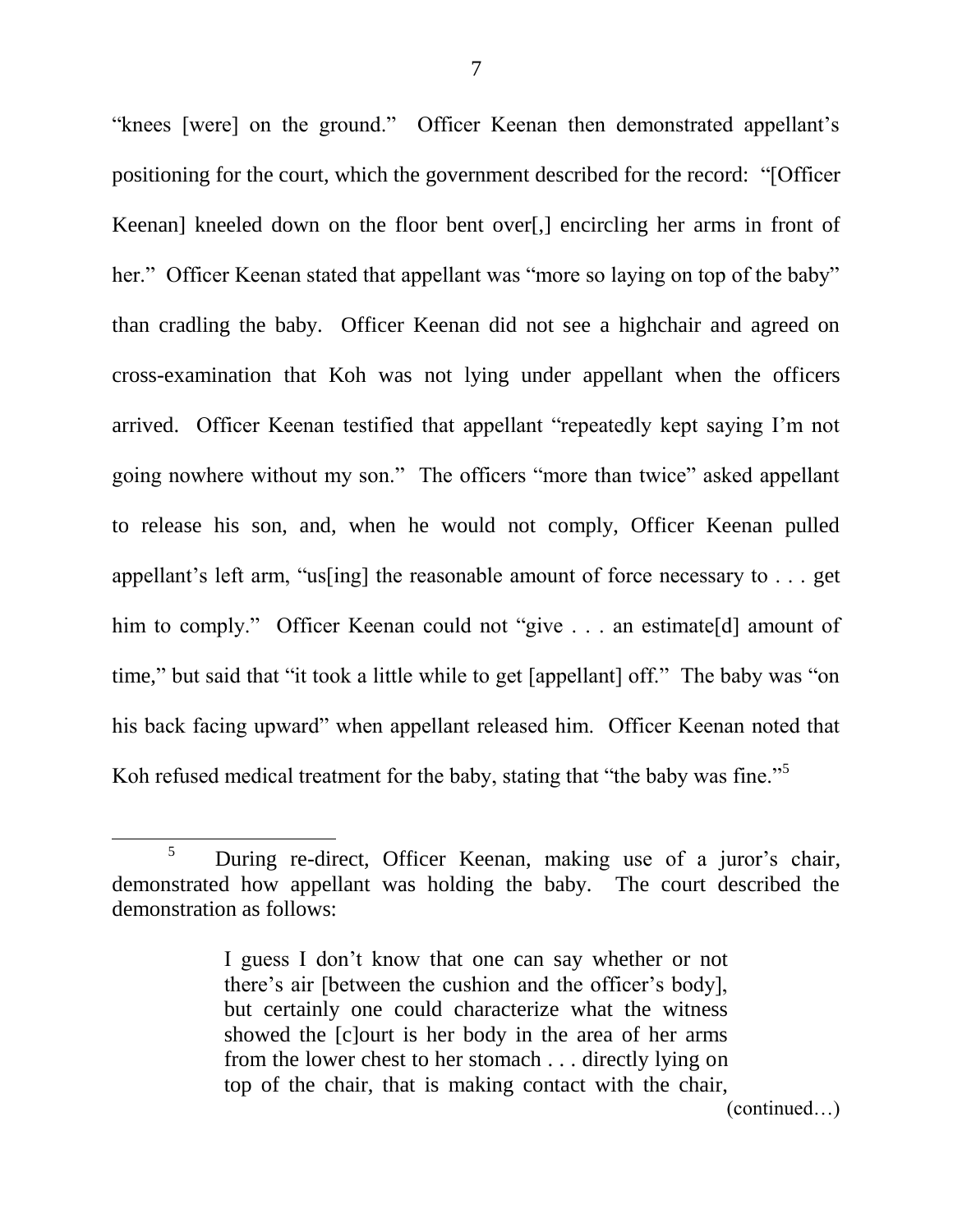"knees [were] on the ground." Officer Keenan then demonstrated appellant's positioning for the court, which the government described for the record: "[Officer Keenan] kneeled down on the floor bent over[,] encircling her arms in front of her." Officer Keenan stated that appellant was "more so laying on top of the baby" than cradling the baby. Officer Keenan did not see a highchair and agreed on cross-examination that Koh was not lying under appellant when the officers arrived. Officer Keenan testified that appellant "repeatedly kept saying I'm not going nowhere without my son." The officers "more than twice" asked appellant to release his son, and, when he would not comply, Officer Keenan pulled appellant's left arm, "us[ing] the reasonable amount of force necessary to . . . get him to comply." Officer Keenan could not "give . . . an estimate[d] amount of time," but said that "it took a little while to get [appellant] off." The baby was "on his back facing upward" when appellant released him. Officer Keenan noted that Koh refused medical treatment for the baby, stating that "the baby was fine."[5]

---

[5] During re-direct, Officer Keenan, making use of a juror's chair, demonstrated how appellant was holding the baby. The court described the demonstration as follows:

> I guess I don't know that one can say whether or not there's air [between the cushion and the officer's body], but certainly one could characterize what the witness showed the [c]ourt is her body in the area of her arms from the lower chest to her stomach . . . directly lying on top of the chair, that is making contact with the chair,

(continued…)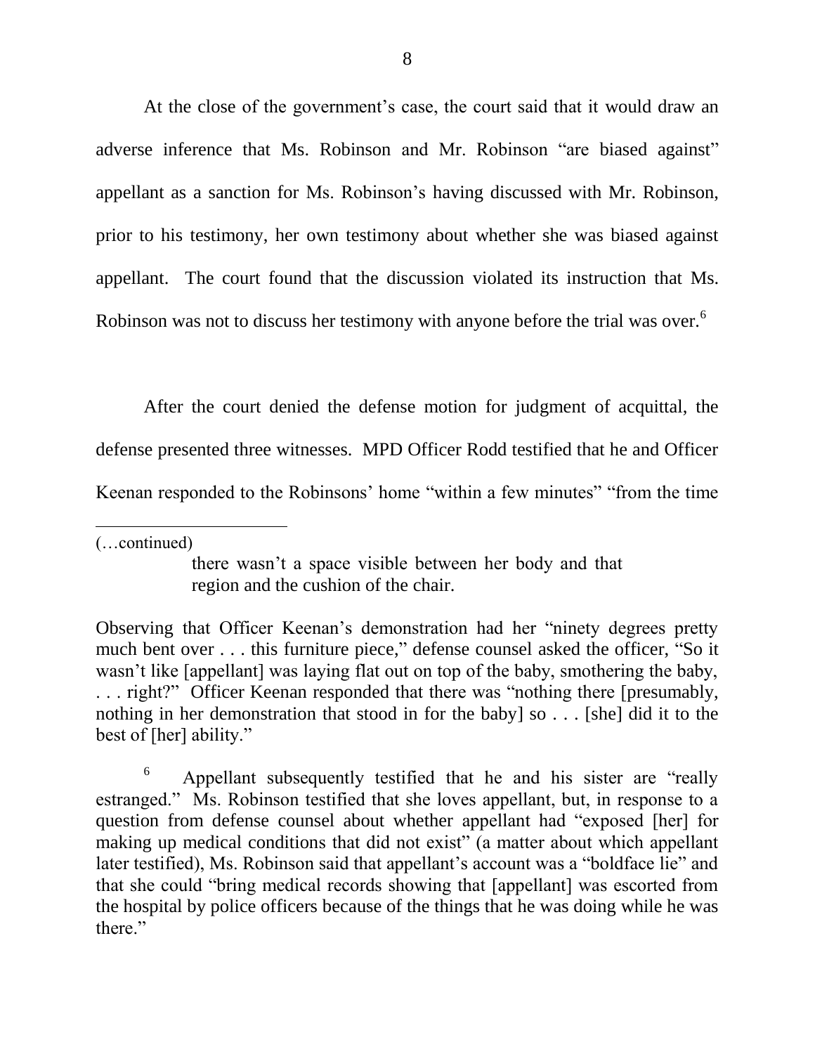At the close of the government's case, the court said that it would draw an adverse inference that Ms. Robinson and Mr. Robinson "are biased against" appellant as a sanction for Ms. Robinson's having discussed with Mr. Robinson, prior to his testimony, her own testimony about whether she was biased against appellant. The court found that the discussion violated its instruction that Ms. Robinson was not to discuss her testimony with anyone before the trial was over.[6]

After the court denied the defense motion for judgment of acquittal, the defense presented three witnesses. MPD Officer Rodd testified that he and Officer Keenan responded to the Robinsons' home "within a few minutes" "from the time

---

(…continued)

> there wasn't a space visible between her body and that region and the cushion of the chair.

Observing that Officer Keenan's demonstration had her "ninety degrees pretty much bent over . . . this furniture piece," defense counsel asked the officer, "So it wasn't like [appellant] was laying flat out on top of the baby, smothering the baby, . . . right?" Officer Keenan responded that there was "nothing there [presumably, nothing in her demonstration that stood in for the baby] so . . . [she] did it to the best of [her] ability."

[6] Appellant subsequently testified that he and his sister are "really estranged." Ms. Robinson testified that she loves appellant, but, in response to a question from defense counsel about whether appellant had "exposed [her] for making up medical conditions that did not exist" (a matter about which appellant later testified), Ms. Robinson said that appellant's account was a "boldface lie" and that she could "bring medical records showing that [appellant] was escorted from the hospital by police officers because of the things that he was doing while he was there."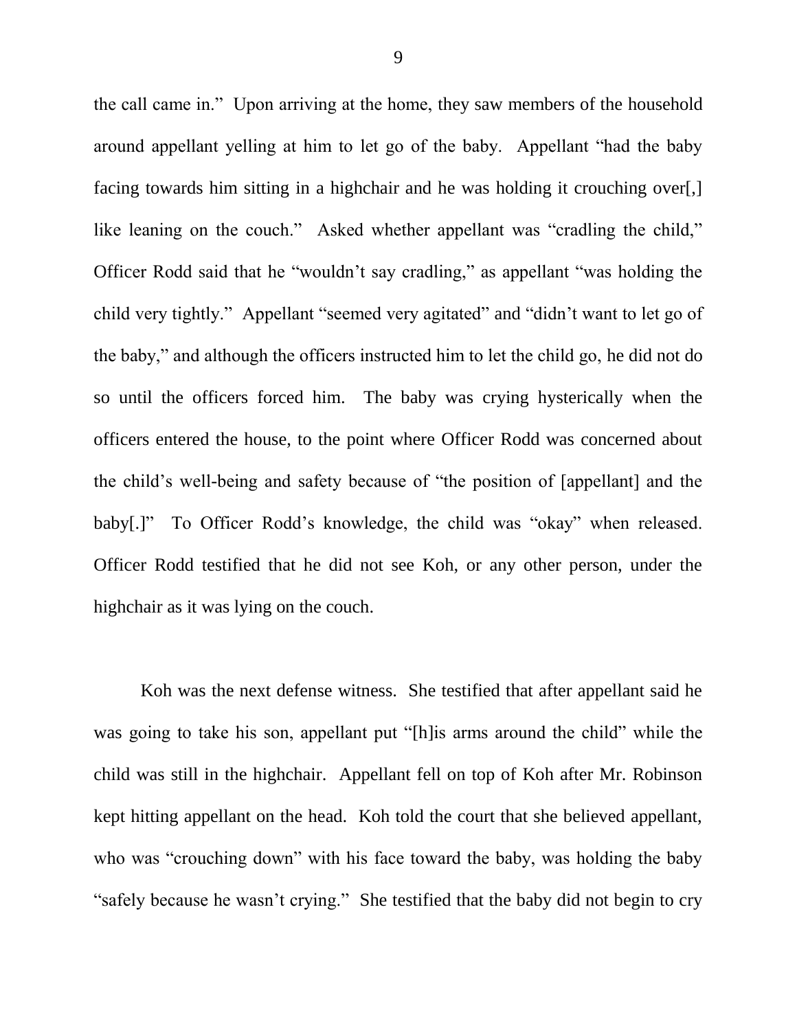the call came in." Upon arriving at the home, they saw members of the household around appellant yelling at him to let go of the baby. Appellant "had the baby facing towards him sitting in a highchair and he was holding it crouching over[,] like leaning on the couch." Asked whether appellant was "cradling the child," Officer Rodd said that he "wouldn't say cradling," as appellant "was holding the child very tightly." Appellant "seemed very agitated" and "didn't want to let go of the baby," and although the officers instructed him to let the child go, he did not do so until the officers forced him. The baby was crying hysterically when the officers entered the house, to the point where Officer Rodd was concerned about the child's well-being and safety because of "the position of [appellant] and the baby[.]" To Officer Rodd's knowledge, the child was "okay" when released. Officer Rodd testified that he did not see Koh, or any other person, under the highchair as it was lying on the couch.

Koh was the next defense witness. She testified that after appellant said he was going to take his son, appellant put "[h]is arms around the child" while the child was still in the highchair. Appellant fell on top of Koh after Mr. Robinson kept hitting appellant on the head. Koh told the court that she believed appellant, who was "crouching down" with his face toward the baby, was holding the baby "safely because he wasn't crying." She testified that the baby did not begin to cry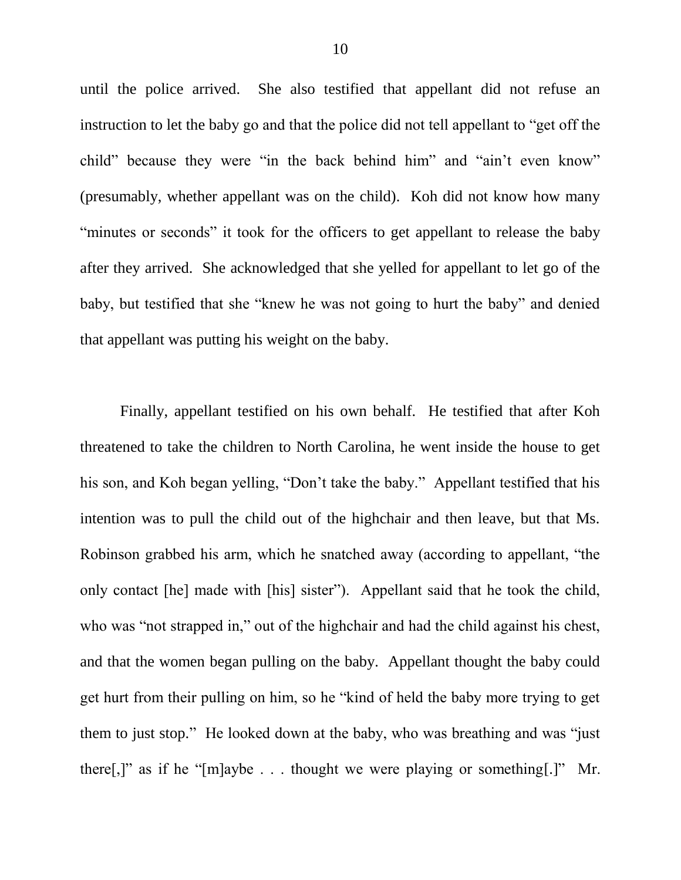until the police arrived. She also testified that appellant did not refuse an instruction to let the baby go and that the police did not tell appellant to "get off the child" because they were "in the back behind him" and "ain't even know" (presumably, whether appellant was on the child). Koh did not know how many "minutes or seconds" it took for the officers to get appellant to release the baby after they arrived. She acknowledged that she yelled for appellant to let go of the baby, but testified that she "knew he was not going to hurt the baby" and denied that appellant was putting his weight on the baby.

Finally, appellant testified on his own behalf. He testified that after Koh threatened to take the children to North Carolina, he went inside the house to get his son, and Koh began yelling, "Don't take the baby." Appellant testified that his intention was to pull the child out of the highchair and then leave, but that Ms. Robinson grabbed his arm, which he snatched away (according to appellant, "the only contact [he] made with [his] sister"). Appellant said that he took the child, who was "not strapped in," out of the highchair and had the child against his chest, and that the women began pulling on the baby. Appellant thought the baby could get hurt from their pulling on him, so he "kind of held the baby more trying to get them to just stop." He looked down at the baby, who was breathing and was "just there[,]" as if he "[m]aybe . . . thought we were playing or something[.]" Mr.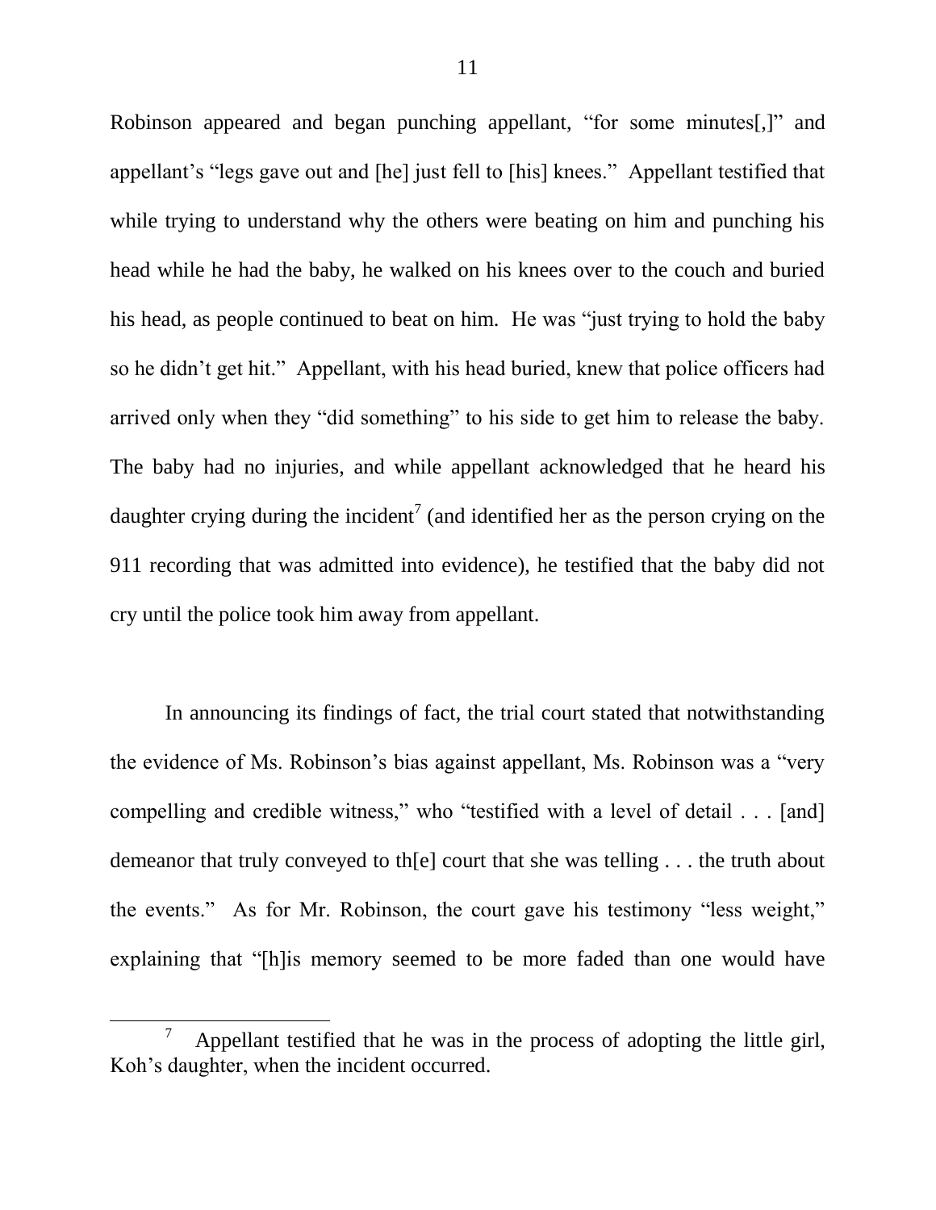Robinson appeared and began punching appellant, "for some minutes[,]" and appellant's "legs gave out and [he] just fell to [his] knees." Appellant testified that while trying to understand why the others were beating on him and punching his head while he had the baby, he walked on his knees over to the couch and buried his head, as people continued to beat on him. He was "just trying to hold the baby so he didn't get hit." Appellant, with his head buried, knew that police officers had arrived only when they "did something" to his side to get him to release the baby. The baby had no injuries, and while appellant acknowledged that he heard his daughter crying during the incident[7] (and identified her as the person crying on the 911 recording that was admitted into evidence), he testified that the baby did not cry until the police took him away from appellant.

In announcing its findings of fact, the trial court stated that notwithstanding the evidence of Ms. Robinson's bias against appellant, Ms. Robinson was a "very compelling and credible witness," who "testified with a level of detail . . . [and] demeanor that truly conveyed to th[e] court that she was telling . . . the truth about the events." As for Mr. Robinson, the court gave his testimony "less weight," explaining that "[h]is memory seemed to be more faded than one would have

[7] Appellant testified that he was in the process of adopting the little girl, Koh's daughter, when the incident occurred.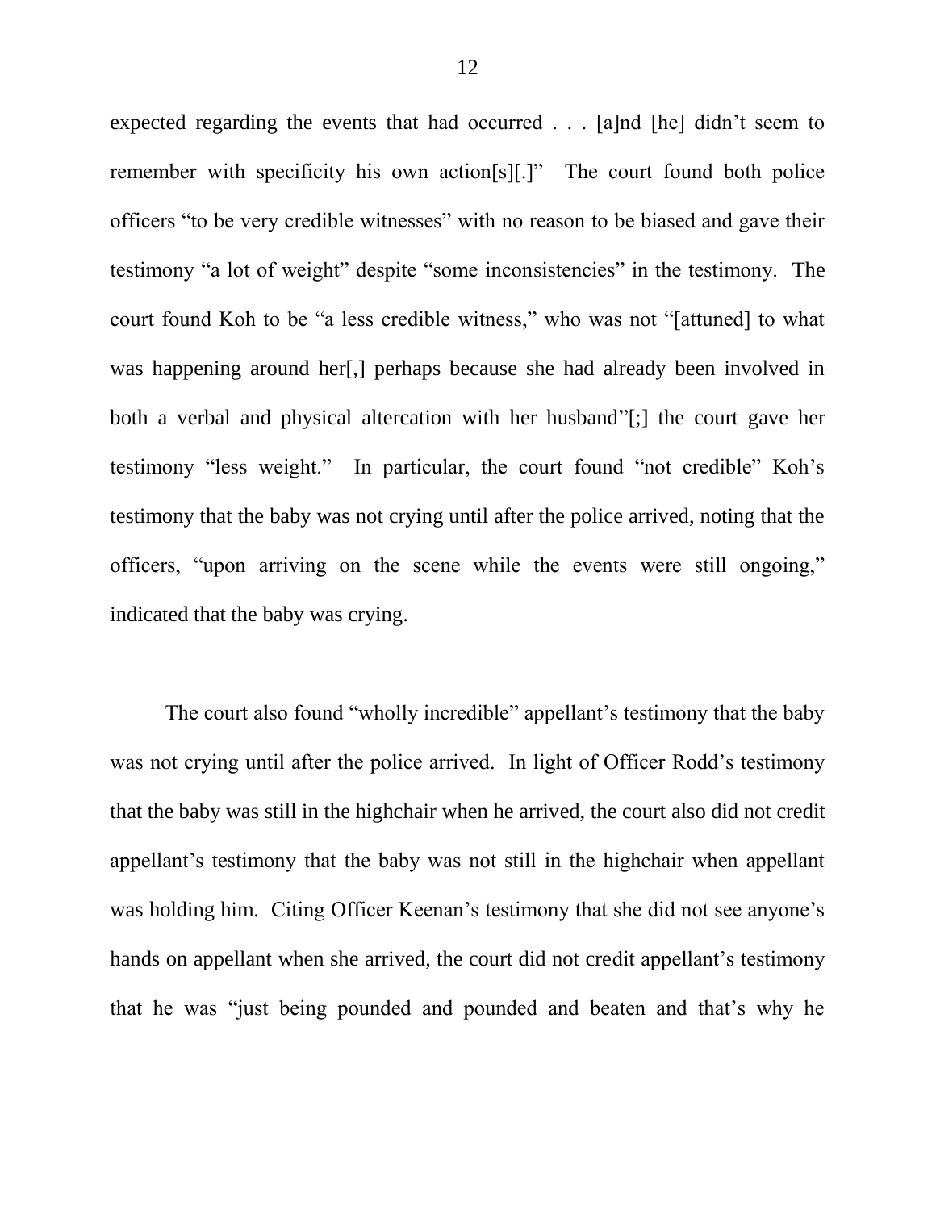expected regarding the events that had occurred . . . [a]nd [he] didn't seem to remember with specificity his own action[s][.]" The court found both police officers "to be very credible witnesses" with no reason to be biased and gave their testimony "a lot of weight" despite "some inconsistencies" in the testimony. The court found Koh to be "a less credible witness," who was not "[attuned] to what was happening around her[,] perhaps because she had already been involved in both a verbal and physical altercation with her husband"[;] the court gave her testimony "less weight." In particular, the court found "not credible" Koh's testimony that the baby was not crying until after the police arrived, noting that the officers, "upon arriving on the scene while the events were still ongoing," indicated that the baby was crying.

The court also found "wholly incredible" appellant's testimony that the baby was not crying until after the police arrived. In light of Officer Rodd's testimony that the baby was still in the highchair when he arrived, the court also did not credit appellant's testimony that the baby was not still in the highchair when appellant was holding him. Citing Officer Keenan's testimony that she did not see anyone's hands on appellant when she arrived, the court did not credit appellant's testimony that he was "just being pounded and pounded and beaten and that's why he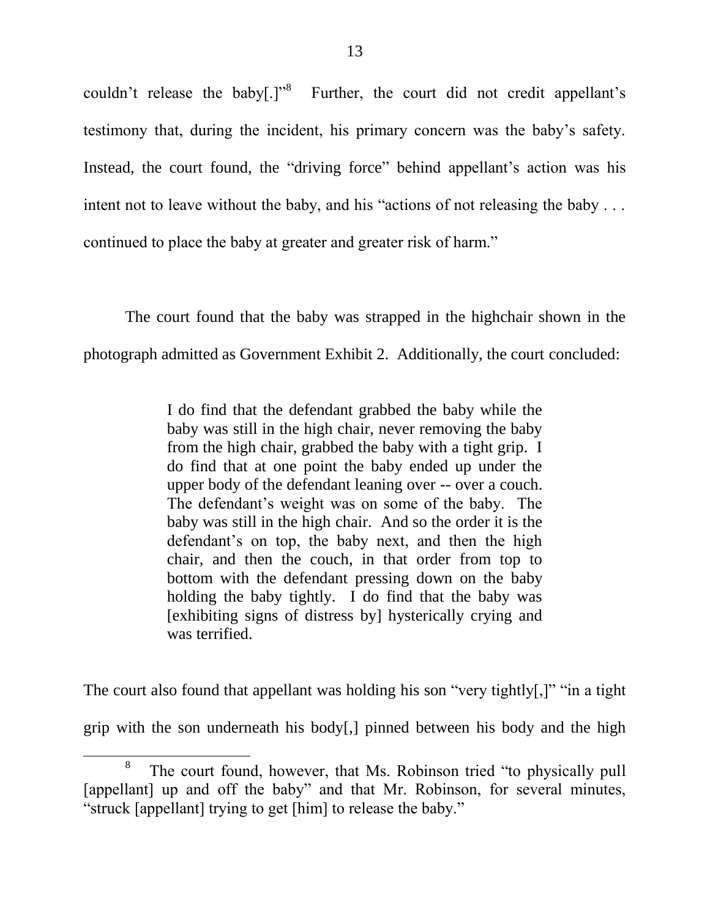couldn't release the baby[.]"[8] Further, the court did not credit appellant's testimony that, during the incident, his primary concern was the baby's safety. Instead, the court found, the "driving force" behind appellant's action was his intent not to leave without the baby, and his "actions of not releasing the baby . . . continued to place the baby at greater and greater risk of harm."

The court found that the baby was strapped in the highchair shown in the photograph admitted as Government Exhibit 2. Additionally, the court concluded:

> I do find that the defendant grabbed the baby while the baby was still in the high chair, never removing the baby from the high chair, grabbed the baby with a tight grip. I do find that at one point the baby ended up under the upper body of the defendant leaning over -- over a couch. The defendant's weight was on some of the baby. The baby was still in the high chair. And so the order it is the defendant's on top, the baby next, and then the high chair, and then the couch, in that order from top to bottom with the defendant pressing down on the baby holding the baby tightly. I do find that the baby was [exhibiting signs of distress by] hysterically crying and was terrified.

The court also found that appellant was holding his son "very tightly[,]" "in a tight grip with the son underneath his body[,] pinned between his body and the high

[8] The court found, however, that Ms. Robinson tried "to physically pull [appellant] up and off the baby" and that Mr. Robinson, for several minutes, "struck [appellant] trying to get [him] to release the baby."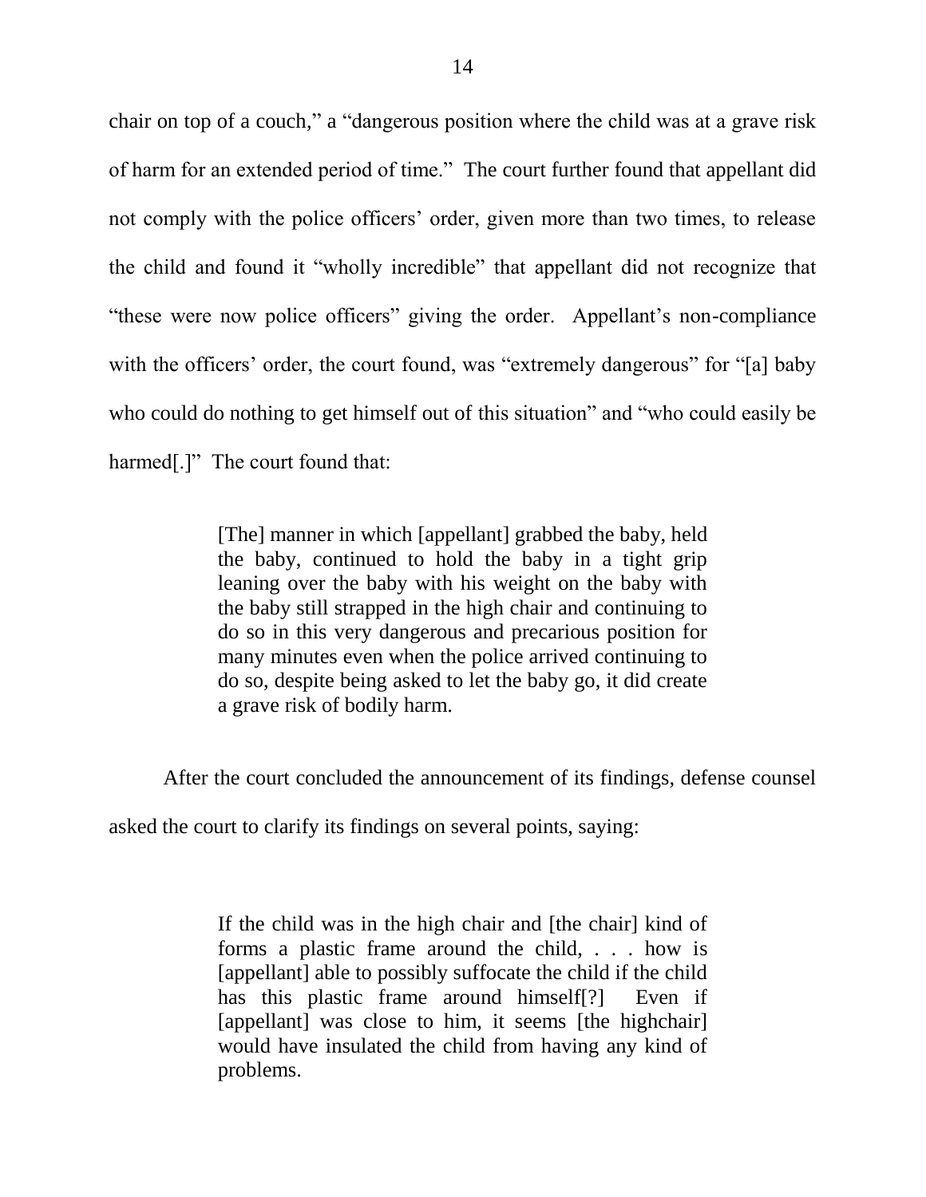chair on top of a couch," a "dangerous position where the child was at a grave risk of harm for an extended period of time." The court further found that appellant did not comply with the police officers' order, given more than two times, to release the child and found it "wholly incredible" that appellant did not recognize that "these were now police officers" giving the order. Appellant's non-compliance with the officers' order, the court found, was "extremely dangerous" for "[a] baby who could do nothing to get himself out of this situation" and "who could easily be harmed[.]" The court found that:

> [The] manner in which [appellant] grabbed the baby, held the baby, continued to hold the baby in a tight grip leaning over the baby with his weight on the baby with the baby still strapped in the high chair and continuing to do so in this very dangerous and precarious position for many minutes even when the police arrived continuing to do so, despite being asked to let the baby go, it did create a grave risk of bodily harm.

After the court concluded the announcement of its findings, defense counsel asked the court to clarify its findings on several points, saying:

> If the child was in the high chair and [the chair] kind of forms a plastic frame around the child, . . . how is [appellant] able to possibly suffocate the child if the child has this plastic frame around himself[?] Even if [appellant] was close to him, it seems [the highchair] would have insulated the child from having any kind of problems.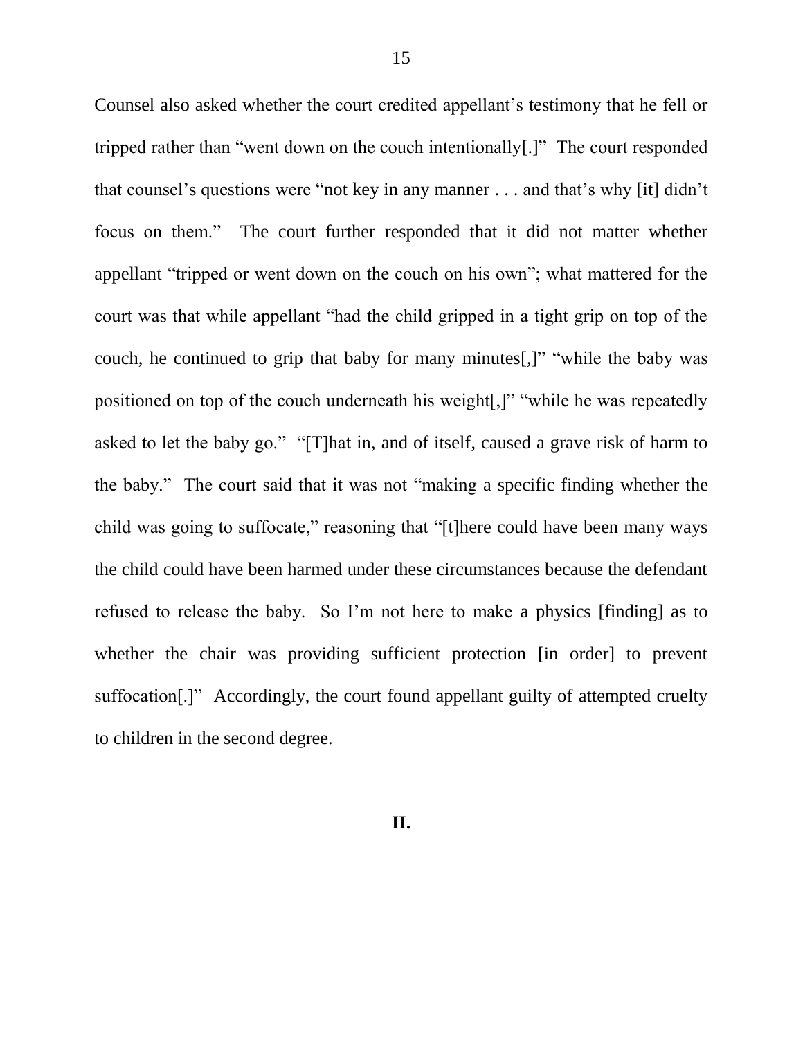Counsel also asked whether the court credited appellant's testimony that he fell or tripped rather than "went down on the couch intentionally[.]" The court responded that counsel's questions were "not key in any manner . . . and that's why [it] didn't focus on them." The court further responded that it did not matter whether appellant "tripped or went down on the couch on his own"; what mattered for the court was that while appellant "had the child gripped in a tight grip on top of the couch, he continued to grip that baby for many minutes[,]" "while the baby was positioned on top of the couch underneath his weight[,]" "while he was repeatedly asked to let the baby go." "[T]hat in, and of itself, caused a grave risk of harm to the baby." The court said that it was not "making a specific finding whether the child was going to suffocate," reasoning that "[t]here could have been many ways the child could have been harmed under these circumstances because the defendant refused to release the baby. So I'm not here to make a physics [finding] as to whether the chair was providing sufficient protection [in order] to prevent suffocation[.]" Accordingly, the court found appellant guilty of attempted cruelty to children in the second degree.

## II.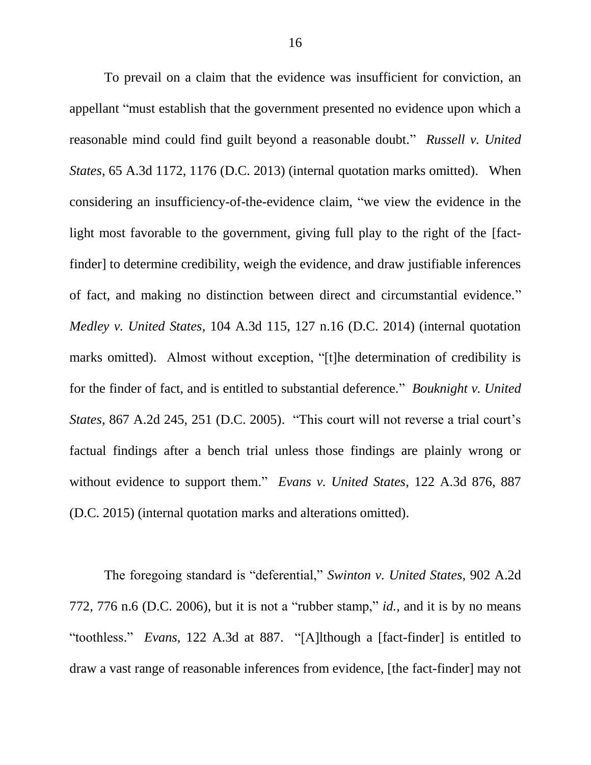To prevail on a claim that the evidence was insufficient for conviction, an appellant "must establish that the government presented no evidence upon which a reasonable mind could find guilt beyond a reasonable doubt." *Russell v. United States*, 65 A.3d 1172, 1176 (D.C. 2013) (internal quotation marks omitted). When considering an insufficiency-of-the-evidence claim, "we view the evidence in the light most favorable to the government, giving full play to the right of the [fact-finder] to determine credibility, weigh the evidence, and draw justifiable inferences of fact, and making no distinction between direct and circumstantial evidence." *Medley v. United States*, 104 A.3d 115, 127 n.16 (D.C. 2014) (internal quotation marks omitted). Almost without exception, "[t]he determination of credibility is for the finder of fact, and is entitled to substantial deference." *Bouknight v. United States*, 867 A.2d 245, 251 (D.C. 2005). "This court will not reverse a trial court's factual findings after a bench trial unless those findings are plainly wrong or without evidence to support them." *Evans v. United States*, 122 A.3d 876, 887 (D.C. 2015) (internal quotation marks and alterations omitted).

The foregoing standard is "deferential," *Swinton v. United States*, 902 A.2d 772, 776 n.6 (D.C. 2006), but it is not a "rubber stamp," *id.*, and it is by no means "toothless." *Evans*, 122 A.3d at 887. "[A]lthough a [fact-finder] is entitled to draw a vast range of reasonable inferences from evidence, [the fact-finder] may not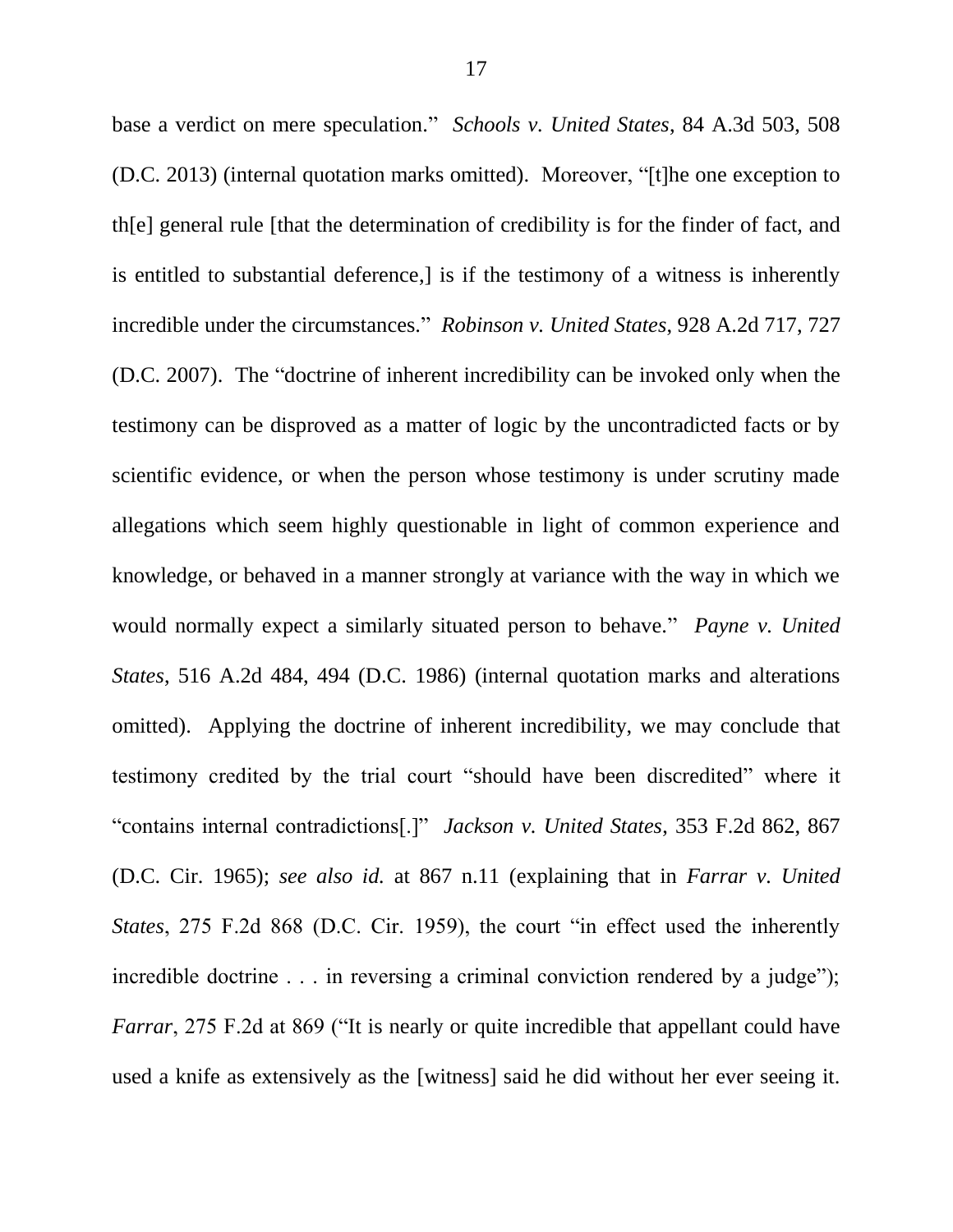base a verdict on mere speculation." *Schools v. United States*, 84 A.3d 503, 508 (D.C. 2013) (internal quotation marks omitted). Moreover, "[t]he one exception to th[e] general rule [that the determination of credibility is for the finder of fact, and is entitled to substantial deference,] is if the testimony of a witness is inherently incredible under the circumstances." *Robinson v. United States*, 928 A.2d 717, 727 (D.C. 2007). The "doctrine of inherent incredibility can be invoked only when the testimony can be disproved as a matter of logic by the uncontradicted facts or by scientific evidence, or when the person whose testimony is under scrutiny made allegations which seem highly questionable in light of common experience and knowledge, or behaved in a manner strongly at variance with the way in which we would normally expect a similarly situated person to behave." *Payne v. United States*, 516 A.2d 484, 494 (D.C. 1986) (internal quotation marks and alterations omitted). Applying the doctrine of inherent incredibility, we may conclude that testimony credited by the trial court "should have been discredited" where it "contains internal contradictions[.]" *Jackson v. United States*, 353 F.2d 862, 867 (D.C. Cir. 1965); *see also id.* at 867 n.11 (explaining that in *Farrar v. United States*, 275 F.2d 868 (D.C. Cir. 1959), the court "in effect used the inherently incredible doctrine . . . in reversing a criminal conviction rendered by a judge"); *Farrar*, 275 F.2d at 869 ("It is nearly or quite incredible that appellant could have used a knife as extensively as the [witness] said he did without her ever seeing it.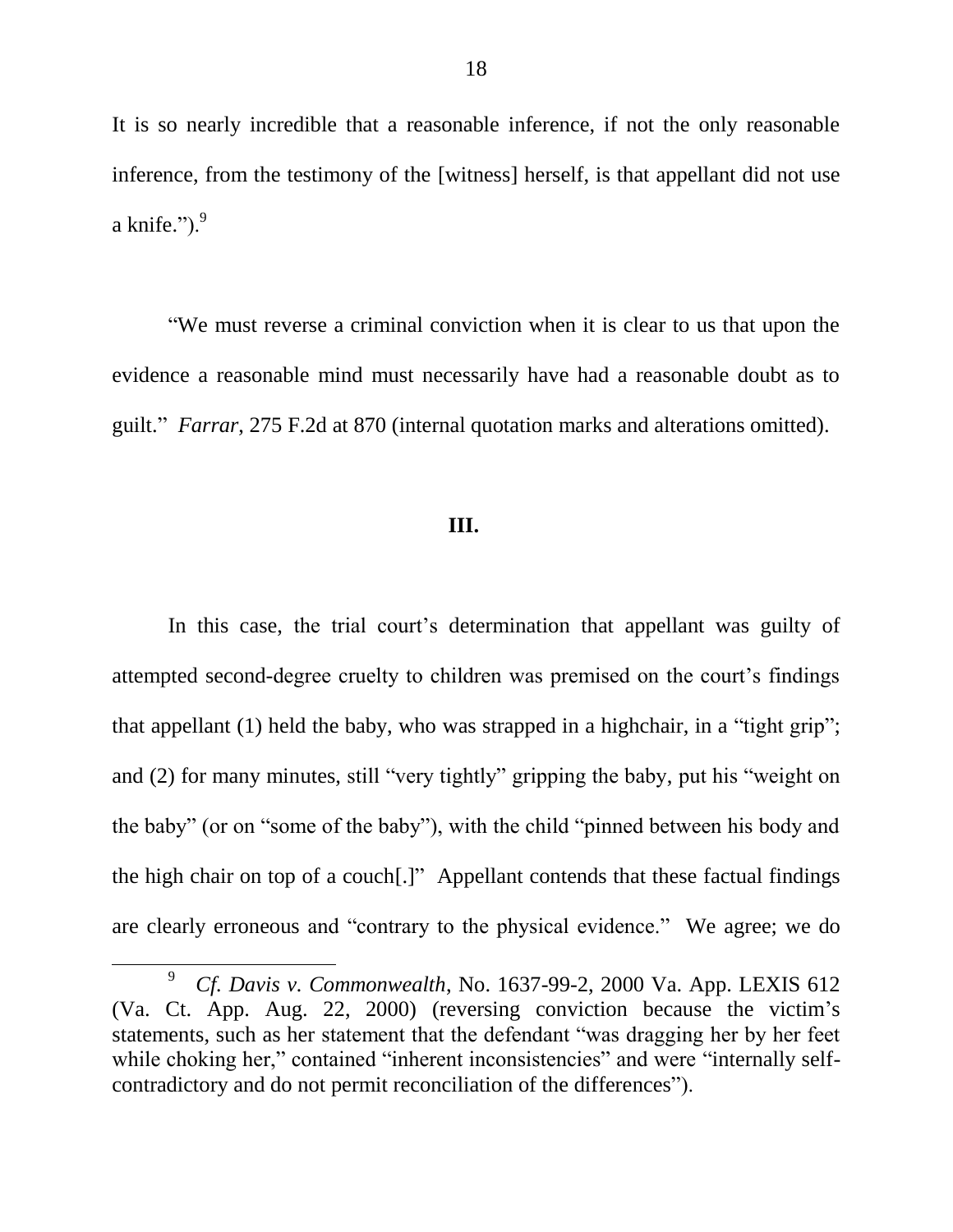It is so nearly incredible that a reasonable inference, if not the only reasonable inference, from the testimony of the [witness] herself, is that appellant did not use a knife.").[9]

"We must reverse a criminal conviction when it is clear to us that upon the evidence a reasonable mind must necessarily have had a reasonable doubt as to guilt." *Farrar*, 275 F.2d at 870 (internal quotation marks and alterations omitted).

## III.

In this case, the trial court's determination that appellant was guilty of attempted second-degree cruelty to children was premised on the court's findings that appellant (1) held the baby, who was strapped in a highchair, in a "tight grip"; and (2) for many minutes, still "very tightly" gripping the baby, put his "weight on the baby" (or on "some of the baby"), with the child "pinned between his body and the high chair on top of a couch[.]" Appellant contends that these factual findings are clearly erroneous and "contrary to the physical evidence." We agree; we do

---

[9] *Cf. Davis v. Commonwealth*, No. 1637-99-2, 2000 Va. App. LEXIS 612 (Va. Ct. App. Aug. 22, 2000) (reversing conviction because the victim's statements, such as her statement that the defendant "was dragging her by her feet while choking her," contained "inherent inconsistencies" and were "internally self-contradictory and do not permit reconciliation of the differences").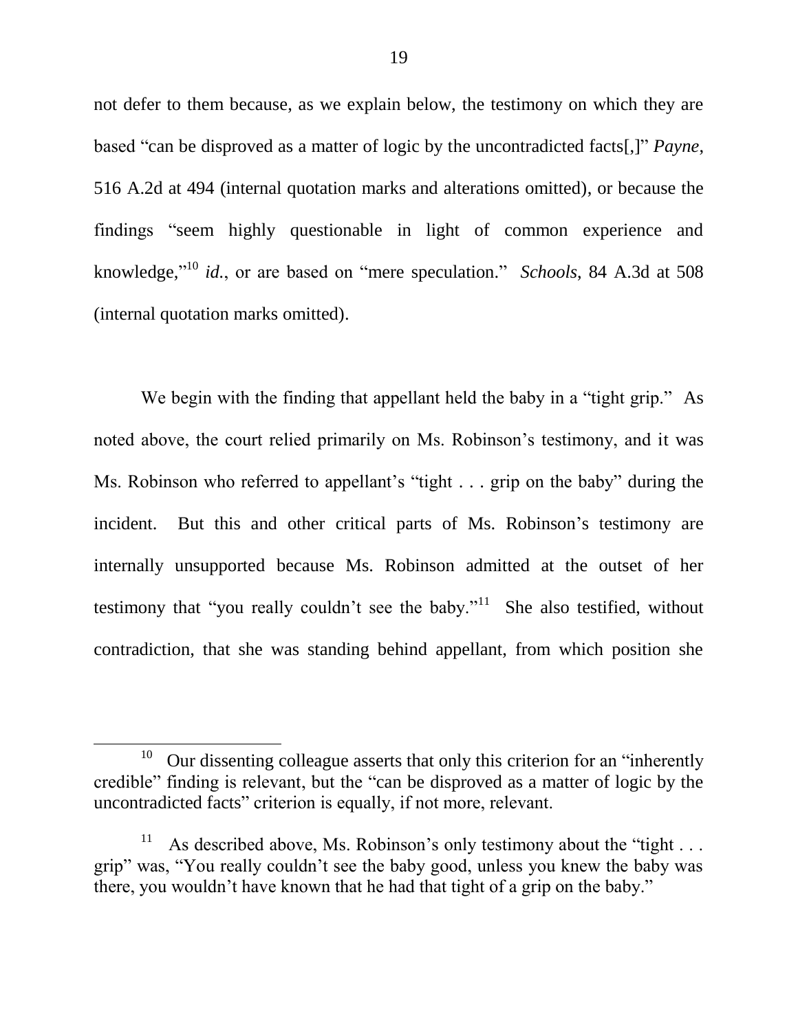not defer to them because, as we explain below, the testimony on which they are based "can be disproved as a matter of logic by the uncontradicted facts[,]" *Payne*, 516 A.2d at 494 (internal quotation marks and alterations omitted), or because the findings "seem highly questionable in light of common experience and knowledge,"[10] *id.*, or are based on "mere speculation." *Schools*, 84 A.3d at 508 (internal quotation marks omitted).

We begin with the finding that appellant held the baby in a "tight grip." As noted above, the court relied primarily on Ms. Robinson's testimony, and it was Ms. Robinson who referred to appellant's "tight . . . grip on the baby" during the incident. But this and other critical parts of Ms. Robinson's testimony are internally unsupported because Ms. Robinson admitted at the outset of her testimony that "you really couldn't see the baby."[11] She also testified, without contradiction, that she was standing behind appellant, from which position she

---

[10] Our dissenting colleague asserts that only this criterion for an "inherently credible" finding is relevant, but the "can be disproved as a matter of logic by the uncontradicted facts" criterion is equally, if not more, relevant.

[11] As described above, Ms. Robinson's only testimony about the "tight . . . grip" was, "You really couldn't see the baby good, unless you knew the baby was there, you wouldn't have known that he had that tight of a grip on the baby."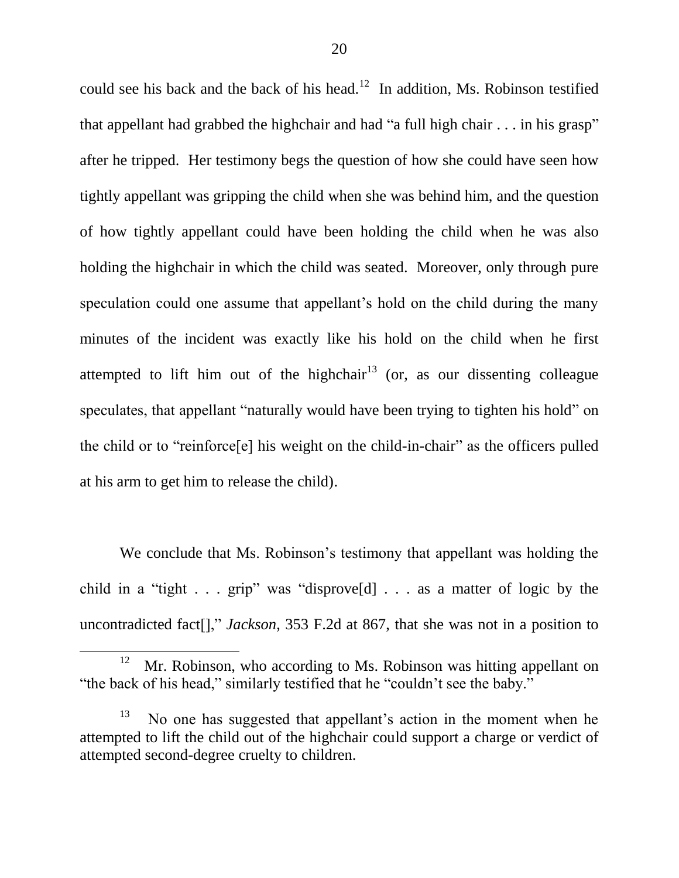could see his back and the back of his head.[12] In addition, Ms. Robinson testified that appellant had grabbed the highchair and had "a full high chair . . . in his grasp" after he tripped. Her testimony begs the question of how she could have seen how tightly appellant was gripping the child when she was behind him, and the question of how tightly appellant could have been holding the child when he was also holding the highchair in which the child was seated. Moreover, only through pure speculation could one assume that appellant's hold on the child during the many minutes of the incident was exactly like his hold on the child when he first attempted to lift him out of the highchair[13] (or, as our dissenting colleague speculates, that appellant "naturally would have been trying to tighten his hold" on the child or to "reinforce[e] his weight on the child-in-chair" as the officers pulled at his arm to get him to release the child).

We conclude that Ms. Robinson's testimony that appellant was holding the child in a "tight . . . grip" was "disprove[d] . . . as a matter of logic by the uncontradicted fact[]," *Jackson*, 353 F.2d at 867, that she was not in a position to

---

[12] Mr. Robinson, who according to Ms. Robinson was hitting appellant on "the back of his head," similarly testified that he "couldn't see the baby."

[13] No one has suggested that appellant's action in the moment when he attempted to lift the child out of the highchair could support a charge or verdict of attempted second-degree cruelty to children.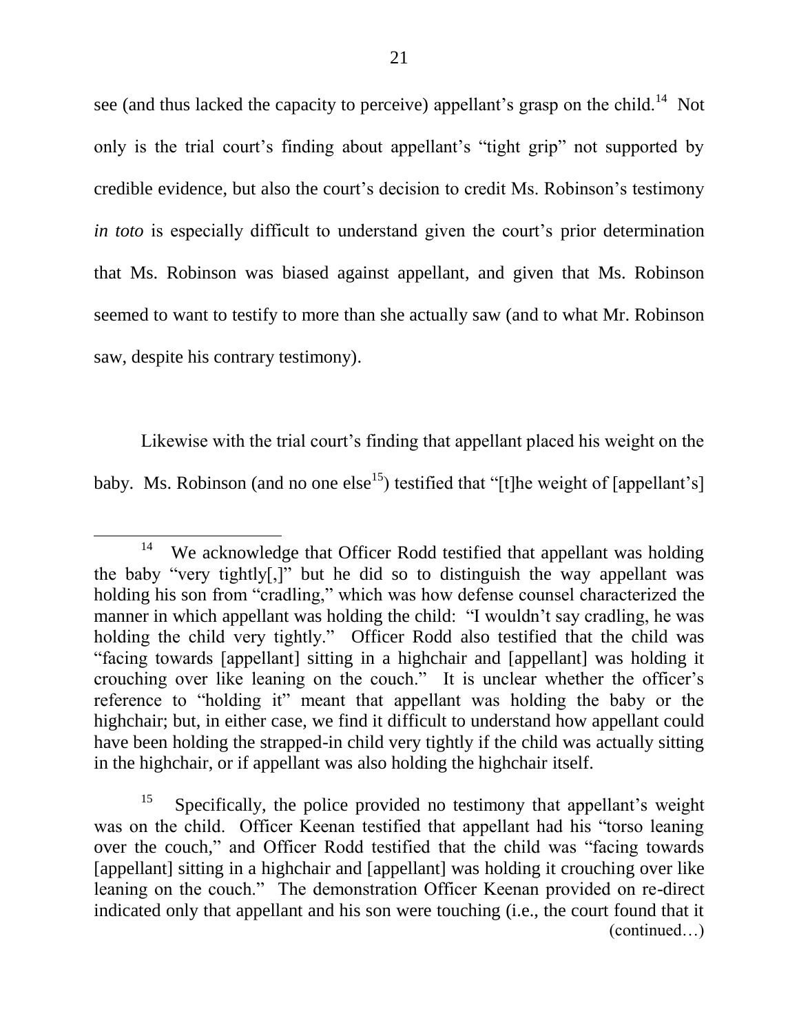see (and thus lacked the capacity to perceive) appellant's grasp on the child.[14] Not only is the trial court's finding about appellant's "tight grip" not supported by credible evidence, but also the court's decision to credit Ms. Robinson's testimony *in toto* is especially difficult to understand given the court's prior determination that Ms. Robinson was biased against appellant, and given that Ms. Robinson seemed to want to testify to more than she actually saw (and to what Mr. Robinson saw, despite his contrary testimony).

Likewise with the trial court's finding that appellant placed his weight on the baby. Ms. Robinson (and no one else[15]) testified that "[t]he weight of [appellant's]

---

[14] We acknowledge that Officer Rodd testified that appellant was holding the baby "very tightly[,]" but he did so to distinguish the way appellant was holding his son from "cradling," which was how defense counsel characterized the manner in which appellant was holding the child: "I wouldn't say cradling, he was holding the child very tightly." Officer Rodd also testified that the child was "facing towards [appellant] sitting in a highchair and [appellant] was holding it crouching over like leaning on the couch." It is unclear whether the officer's reference to "holding it" meant that appellant was holding the baby or the highchair; but, in either case, we find it difficult to understand how appellant could have been holding the strapped-in child very tightly if the child was actually sitting in the highchair, or if appellant was also holding the highchair itself.

[15] Specifically, the police provided no testimony that appellant's weight was on the child. Officer Keenan testified that appellant had his "torso leaning over the couch," and Officer Rodd testified that the child was "facing towards [appellant] sitting in a highchair and [appellant] was holding it crouching over like leaning on the couch." The demonstration Officer Keenan provided on re-direct indicated only that appellant and his son were touching (i.e., the court found that it (continued…)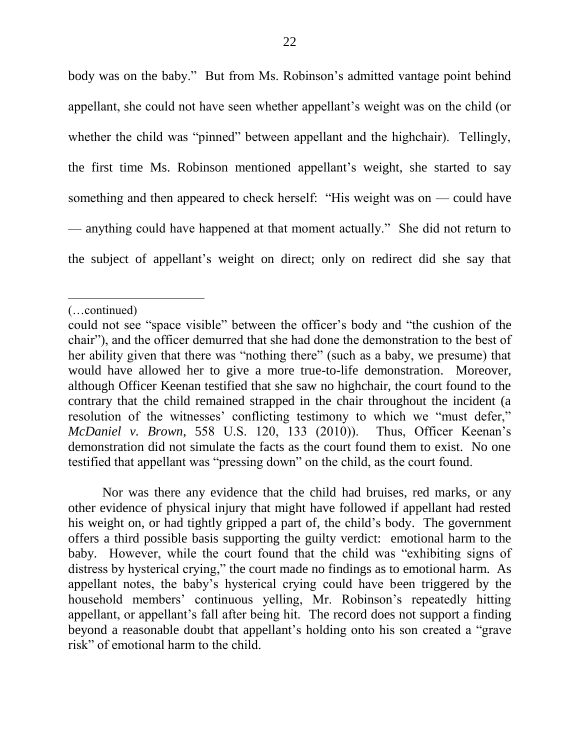body was on the baby." But from Ms. Robinson's admitted vantage point behind appellant, she could not have seen whether appellant's weight was on the child (or whether the child was "pinned" between appellant and the highchair). Tellingly, the first time Ms. Robinson mentioned appellant's weight, she started to say something and then appeared to check herself: "His weight was on — could have — anything could have happened at that moment actually." She did not return to the subject of appellant's weight on direct; only on redirect did she say that

---

(…continued)

could not see "space visible" between the officer's body and "the cushion of the chair"), and the officer demurred that she had done the demonstration to the best of her ability given that there was "nothing there" (such as a baby, we presume) that would have allowed her to give a more true-to-life demonstration. Moreover, although Officer Keenan testified that she saw no highchair, the court found to the contrary that the child remained strapped in the chair throughout the incident (a resolution of the witnesses' conflicting testimony to which we "must defer," *McDaniel v. Brown*, 558 U.S. 120, 133 (2010)). Thus, Officer Keenan's demonstration did not simulate the facts as the court found them to exist. No one testified that appellant was "pressing down" on the child, as the court found.

Nor was there any evidence that the child had bruises, red marks, or any other evidence of physical injury that might have followed if appellant had rested his weight on, or had tightly gripped a part of, the child's body. The government offers a third possible basis supporting the guilty verdict: emotional harm to the baby. However, while the court found that the child was "exhibiting signs of distress by hysterical crying," the court made no findings as to emotional harm. As appellant notes, the baby's hysterical crying could have been triggered by the household members' continuous yelling, Mr. Robinson's repeatedly hitting appellant, or appellant's fall after being hit. The record does not support a finding beyond a reasonable doubt that appellant's holding onto his son created a "grave risk" of emotional harm to the child.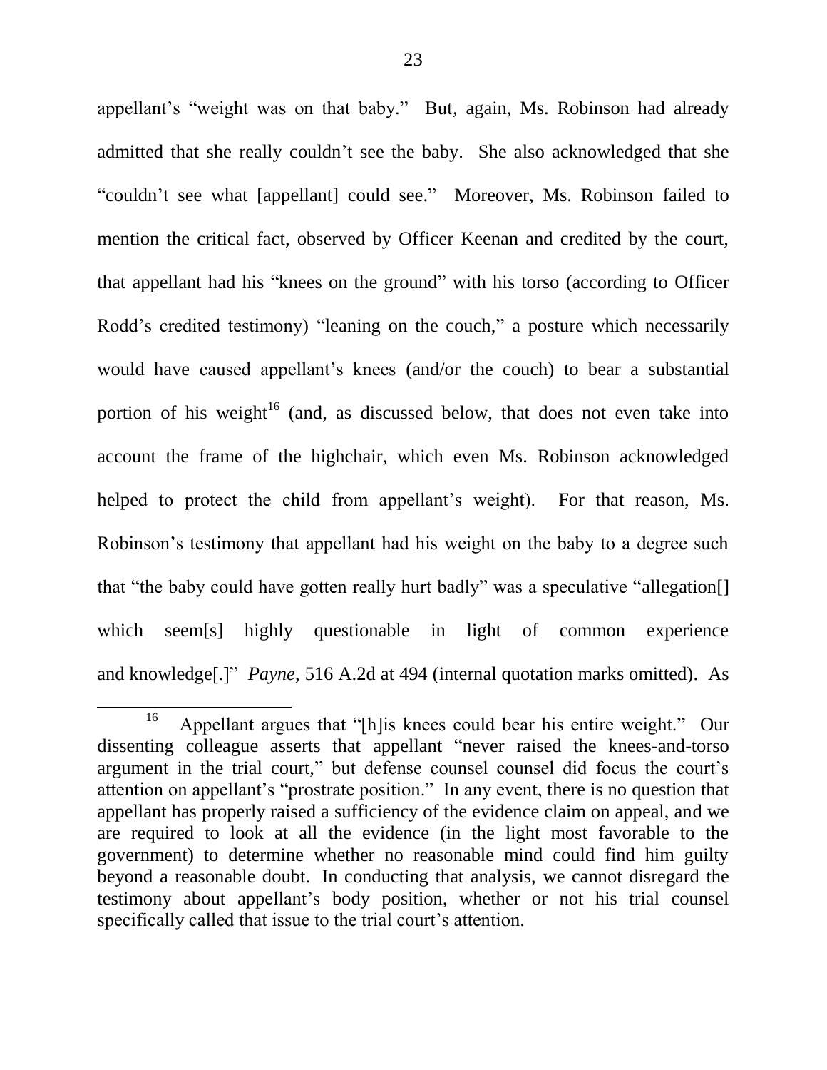appellant's "weight was on that baby." But, again, Ms. Robinson had already admitted that she really couldn't see the baby. She also acknowledged that she "couldn't see what [appellant] could see." Moreover, Ms. Robinson failed to mention the critical fact, observed by Officer Keenan and credited by the court, that appellant had his "knees on the ground" with his torso (according to Officer Rodd's credited testimony) "leaning on the couch," a posture which necessarily would have caused appellant's knees (and/or the couch) to bear a substantial portion of his weight[16] (and, as discussed below, that does not even take into account the frame of the highchair, which even Ms. Robinson acknowledged helped to protect the child from appellant's weight). For that reason, Ms. Robinson's testimony that appellant had his weight on the baby to a degree such that "the baby could have gotten really hurt badly" was a speculative "allegation[] which seem[s] highly questionable in light of common experience and knowledge[.]" *Payne*, 516 A.2d at 494 (internal quotation marks omitted). As

---

[16] Appellant argues that "[h]is knees could bear his entire weight." Our dissenting colleague asserts that appellant "never raised the knees-and-torso argument in the trial court," but defense counsel counsel did focus the court's attention on appellant's "prostrate position." In any event, there is no question that appellant has properly raised a sufficiency of the evidence claim on appeal, and we are required to look at all the evidence (in the light most favorable to the government) to determine whether no reasonable mind could find him guilty beyond a reasonable doubt. In conducting that analysis, we cannot disregard the testimony about appellant's body position, whether or not his trial counsel specifically called that issue to the trial court's attention.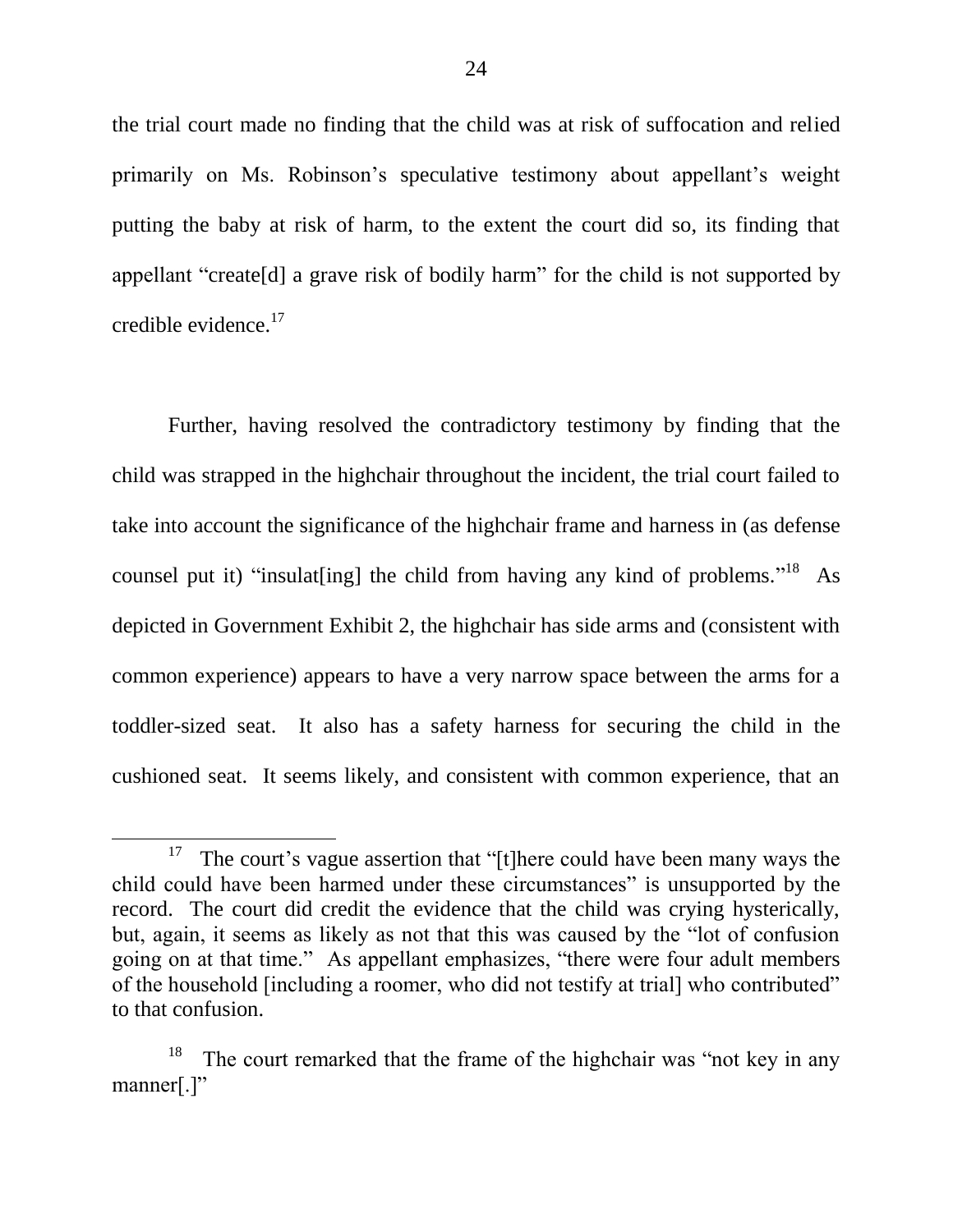the trial court made no finding that the child was at risk of suffocation and relied primarily on Ms. Robinson's speculative testimony about appellant's weight putting the baby at risk of harm, to the extent the court did so, its finding that appellant "create[d] a grave risk of bodily harm" for the child is not supported by credible evidence.[17]

Further, having resolved the contradictory testimony by finding that the child was strapped in the highchair throughout the incident, the trial court failed to take into account the significance of the highchair frame and harness in (as defense counsel put it) "insulat[ing] the child from having any kind of problems."[18] As depicted in Government Exhibit 2, the highchair has side arms and (consistent with common experience) appears to have a very narrow space between the arms for a toddler-sized seat. It also has a safety harness for securing the child in the cushioned seat. It seems likely, and consistent with common experience, that an

---

[17] The court's vague assertion that "[t]here could have been many ways the child could have been harmed under these circumstances" is unsupported by the record. The court did credit the evidence that the child was crying hysterically, but, again, it seems as likely as not that this was caused by the "lot of confusion going on at that time." As appellant emphasizes, "there were four adult members of the household [including a roomer, who did not testify at trial] who contributed" to that confusion.

[18] The court remarked that the frame of the highchair was "not key in any manner[.]"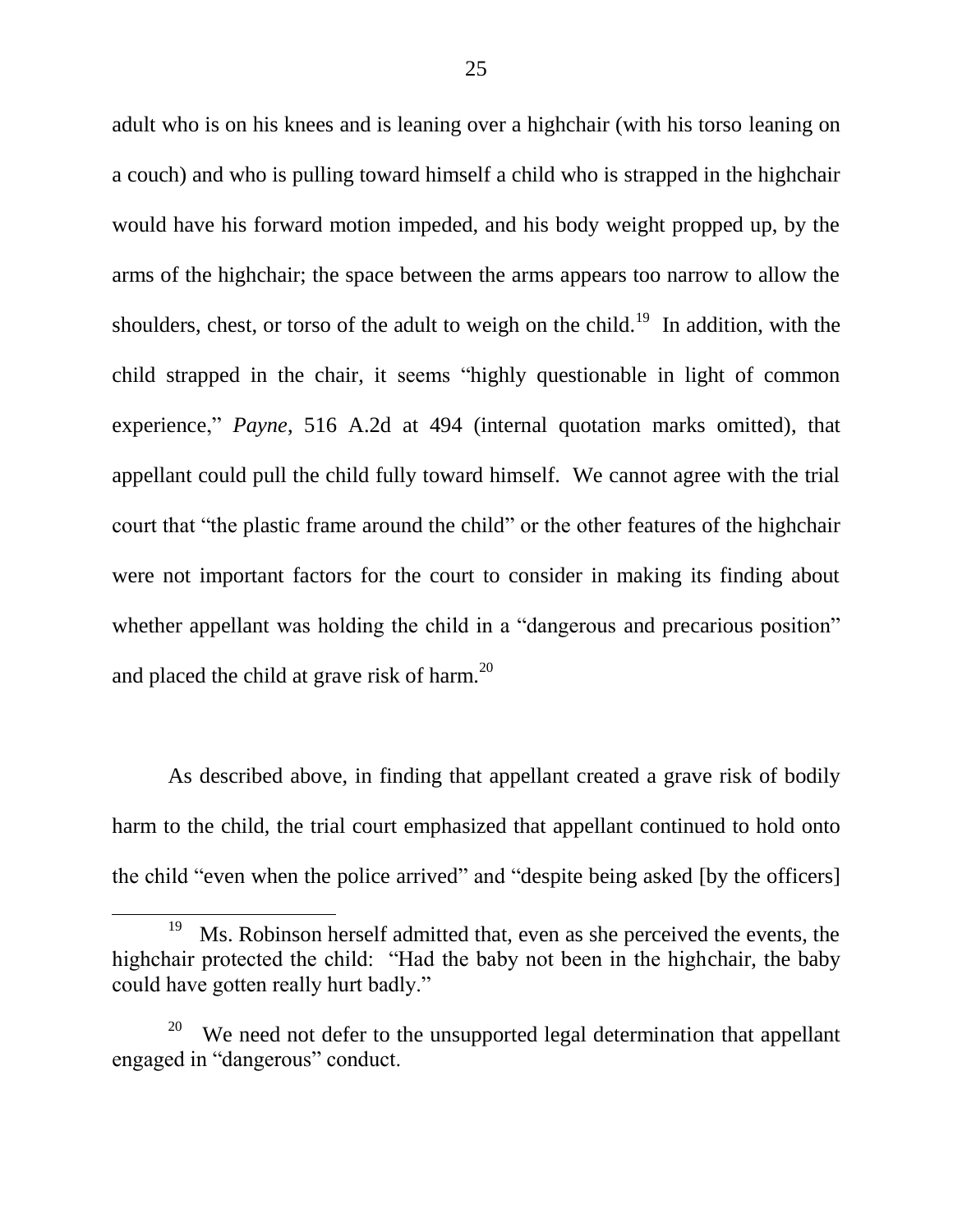adult who is on his knees and is leaning over a highchair (with his torso leaning on a couch) and who is pulling toward himself a child who is strapped in the highchair would have his forward motion impeded, and his body weight propped up, by the arms of the highchair; the space between the arms appears too narrow to allow the shoulders, chest, or torso of the adult to weigh on the child.[19] In addition, with the child strapped in the chair, it seems "highly questionable in light of common experience," *Payne*, 516 A.2d at 494 (internal quotation marks omitted), that appellant could pull the child fully toward himself. We cannot agree with the trial court that "the plastic frame around the child" or the other features of the highchair were not important factors for the court to consider in making its finding about whether appellant was holding the child in a "dangerous and precarious position" and placed the child at grave risk of harm.[20]

As described above, in finding that appellant created a grave risk of bodily harm to the child, the trial court emphasized that appellant continued to hold onto the child "even when the police arrived" and "despite being asked [by the officers]

---

[19] Ms. Robinson herself admitted that, even as she perceived the events, the highchair protected the child: "Had the baby not been in the highchair, the baby could have gotten really hurt badly."

[20] We need not defer to the unsupported legal determination that appellant engaged in "dangerous" conduct.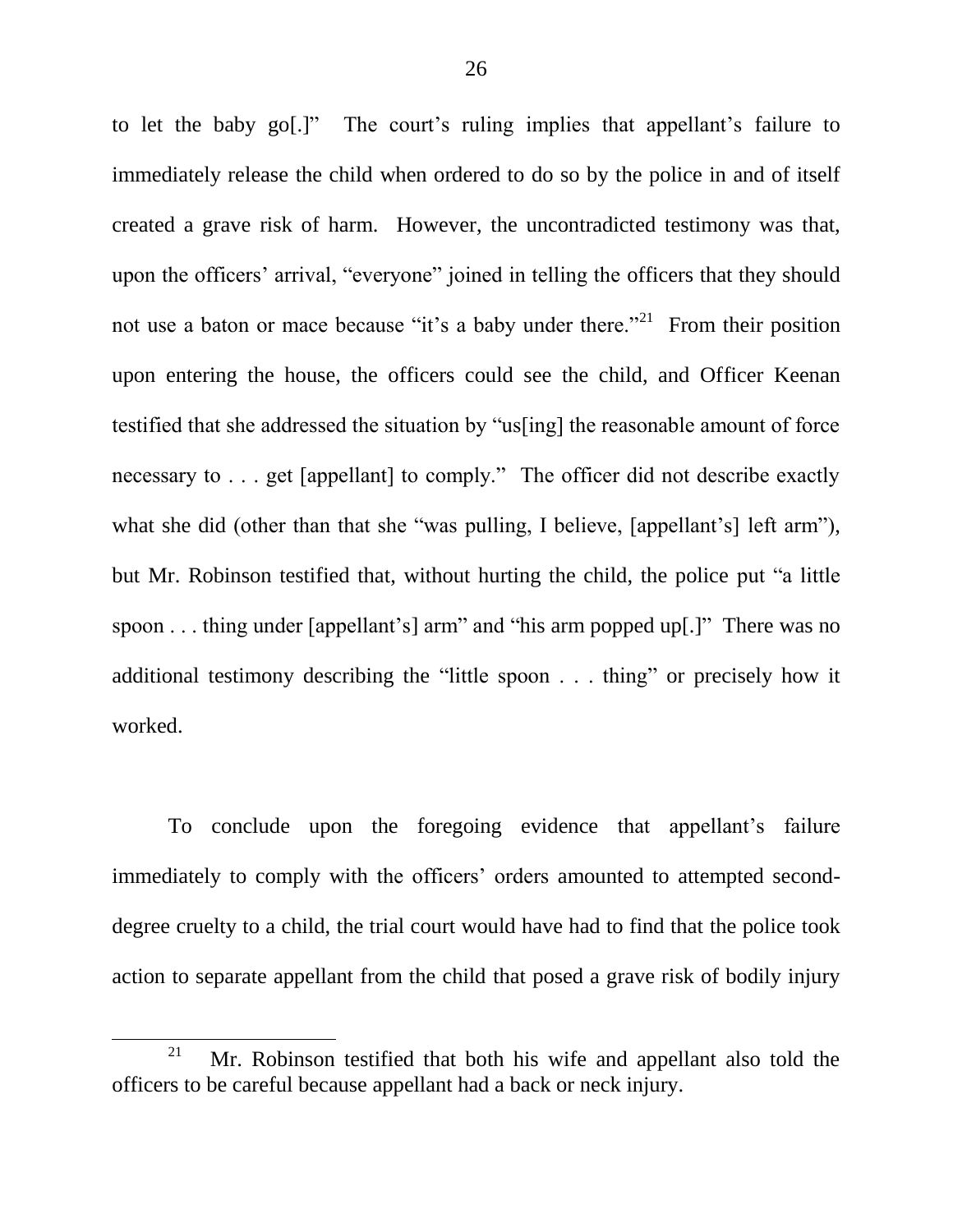to let the baby go[.]" The court's ruling implies that appellant's failure to immediately release the child when ordered to do so by the police in and of itself created a grave risk of harm. However, the uncontradicted testimony was that, upon the officers' arrival, "everyone" joined in telling the officers that they should not use a baton or mace because "it's a baby under there."[21] From their position upon entering the house, the officers could see the child, and Officer Keenan testified that she addressed the situation by "us[ing] the reasonable amount of force necessary to . . . get [appellant] to comply." The officer did not describe exactly what she did (other than that she "was pulling, I believe, [appellant's] left arm"), but Mr. Robinson testified that, without hurting the child, the police put "a little spoon . . . thing under [appellant's] arm" and "his arm popped up[.]" There was no additional testimony describing the "little spoon . . . thing" or precisely how it worked.

To conclude upon the foregoing evidence that appellant's failure immediately to comply with the officers' orders amounted to attempted second-degree cruelty to a child, the trial court would have had to find that the police took action to separate appellant from the child that posed a grave risk of bodily injury

---

[21] Mr. Robinson testified that both his wife and appellant also told the officers to be careful because appellant had a back or neck injury.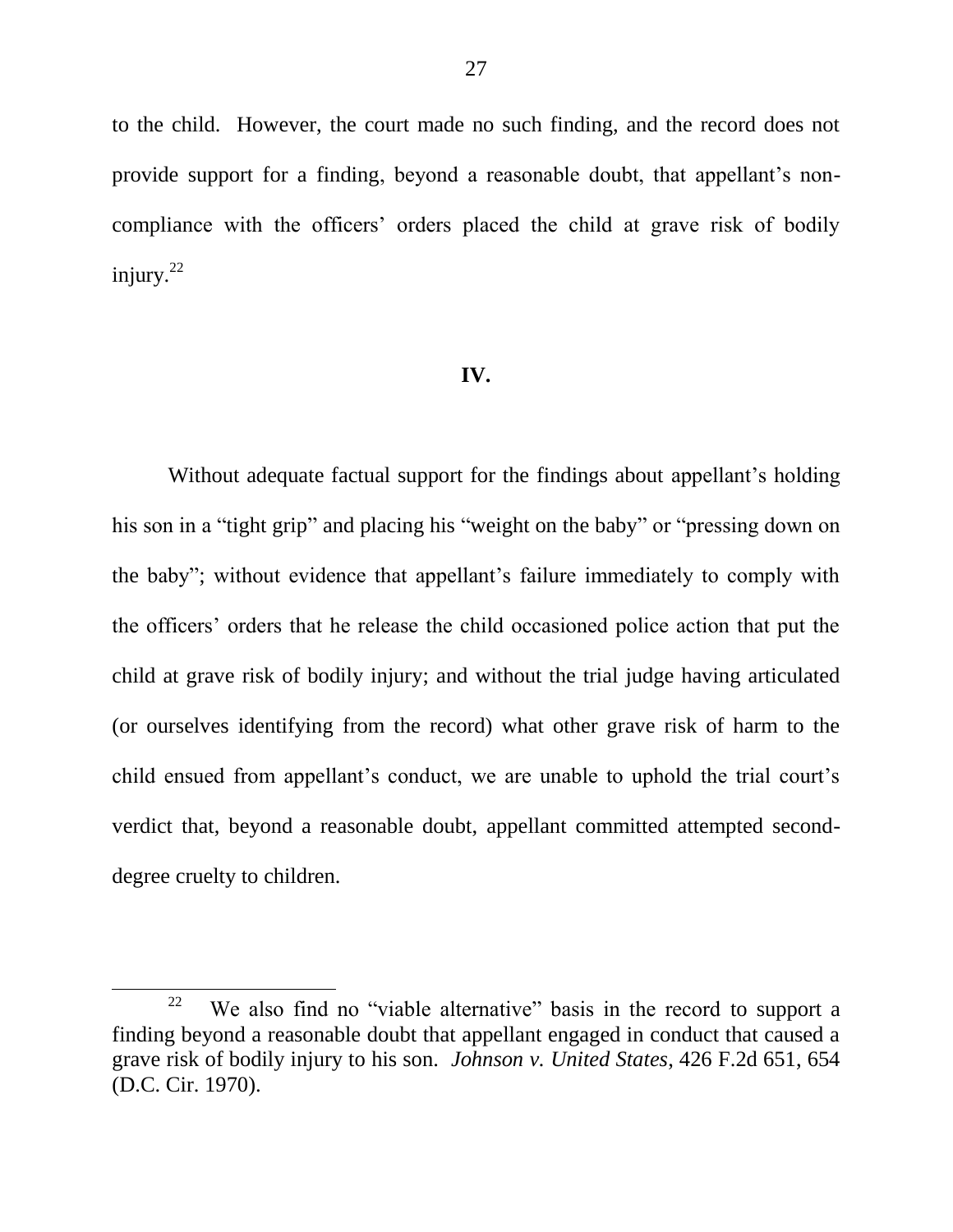to the child. However, the court made no such finding, and the record does not provide support for a finding, beyond a reasonable doubt, that appellant's non-compliance with the officers' orders placed the child at grave risk of bodily injury.[22]

## IV.

Without adequate factual support for the findings about appellant's holding his son in a "tight grip" and placing his "weight on the baby" or "pressing down on the baby"; without evidence that appellant's failure immediately to comply with the officers' orders that he release the child occasioned police action that put the child at grave risk of bodily injury; and without the trial judge having articulated (or ourselves identifying from the record) what other grave risk of harm to the child ensued from appellant's conduct, we are unable to uphold the trial court's verdict that, beyond a reasonable doubt, appellant committed attempted second-degree cruelty to children.

---

[22] We also find no "viable alternative" basis in the record to support a finding beyond a reasonable doubt that appellant engaged in conduct that caused a grave risk of bodily injury to his son. *Johnson v. United States*, 426 F.2d 651, 654 (D.C. Cir. 1970).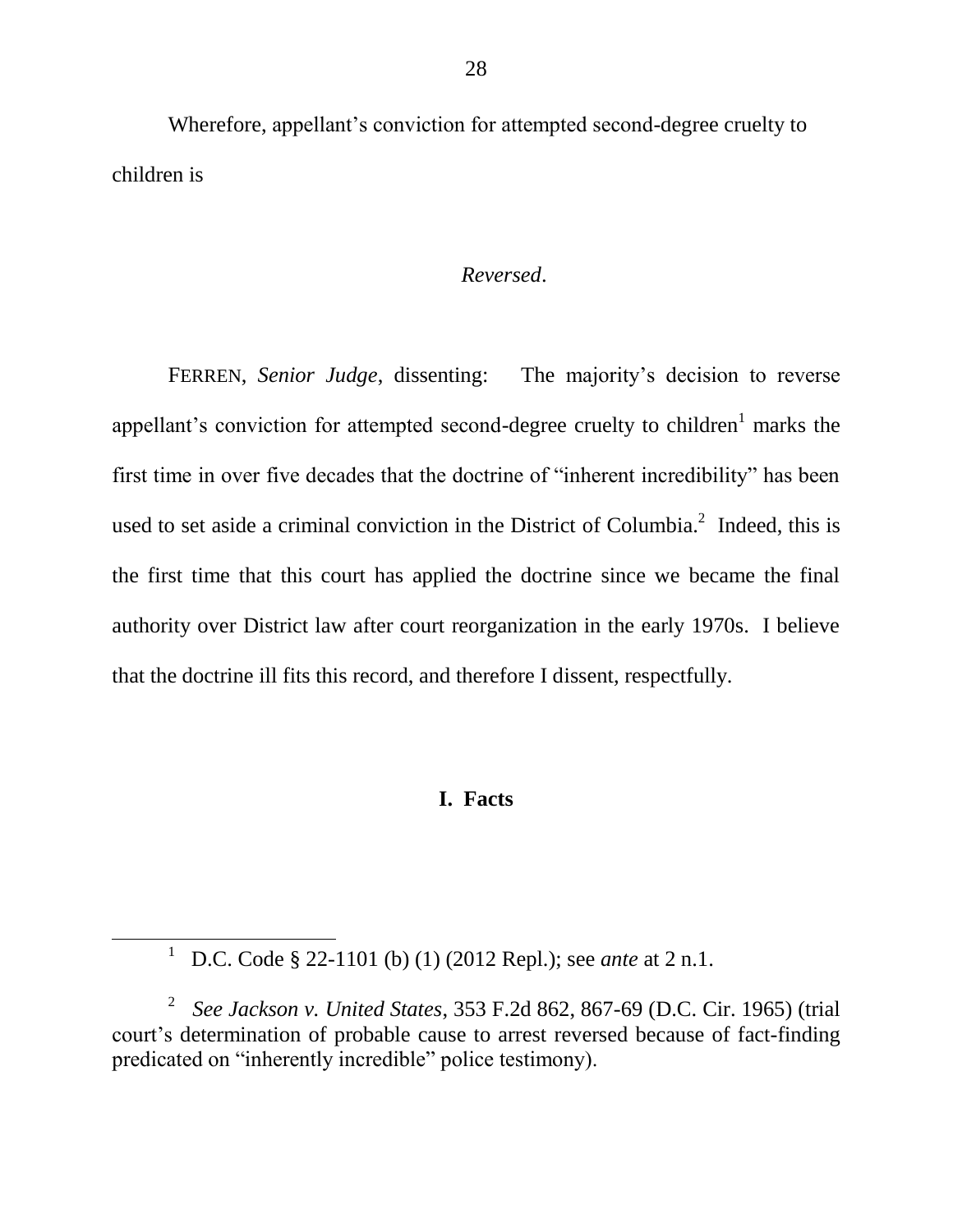Wherefore, appellant's conviction for attempted second-degree cruelty to children is

*Reversed*.

FERREN, *Senior Judge*, dissenting: The majority's decision to reverse appellant's conviction for attempted second-degree cruelty to children[1] marks the first time in over five decades that the doctrine of "inherent incredibility" has been used to set aside a criminal conviction in the District of Columbia.[2] Indeed, this is the first time that this court has applied the doctrine since we became the final authority over District law after court reorganization in the early 1970s. I believe that the doctrine ill fits this record, and therefore I dissent, respectfully.

## I. Facts

---

[1] D.C. Code § 22-1101 (b) (1) (2012 Repl.); see *ante* at 2 n.1.

[2] *See Jackson v. United States*, 353 F.2d 862, 867-69 (D.C. Cir. 1965) (trial court's determination of probable cause to arrest reversed because of fact-finding predicated on "inherently incredible" police testimony).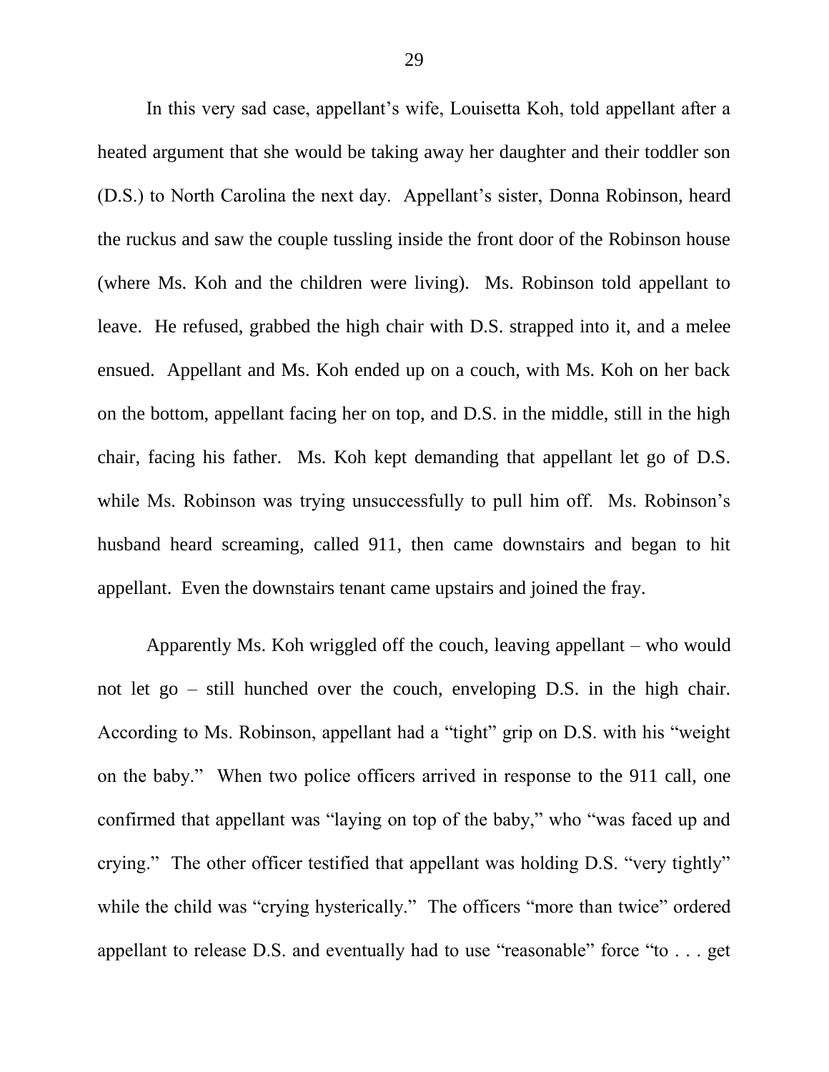In this very sad case, appellant's wife, Louisetta Koh, told appellant after a heated argument that she would be taking away her daughter and their toddler son (D.S.) to North Carolina the next day. Appellant's sister, Donna Robinson, heard the ruckus and saw the couple tussling inside the front door of the Robinson house (where Ms. Koh and the children were living). Ms. Robinson told appellant to leave. He refused, grabbed the high chair with D.S. strapped into it, and a melee ensued. Appellant and Ms. Koh ended up on a couch, with Ms. Koh on her back on the bottom, appellant facing her on top, and D.S. in the middle, still in the high chair, facing his father. Ms. Koh kept demanding that appellant let go of D.S. while Ms. Robinson was trying unsuccessfully to pull him off. Ms. Robinson's husband heard screaming, called 911, then came downstairs and began to hit appellant. Even the downstairs tenant came upstairs and joined the fray.

Apparently Ms. Koh wriggled off the couch, leaving appellant – who would not let go – still hunched over the couch, enveloping D.S. in the high chair. According to Ms. Robinson, appellant had a "tight" grip on D.S. with his "weight on the baby." When two police officers arrived in response to the 911 call, one confirmed that appellant was "laying on top of the baby," who "was faced up and crying." The other officer testified that appellant was holding D.S. "very tightly" while the child was "crying hysterically." The officers "more than twice" ordered appellant to release D.S. and eventually had to use "reasonable" force "to . . . get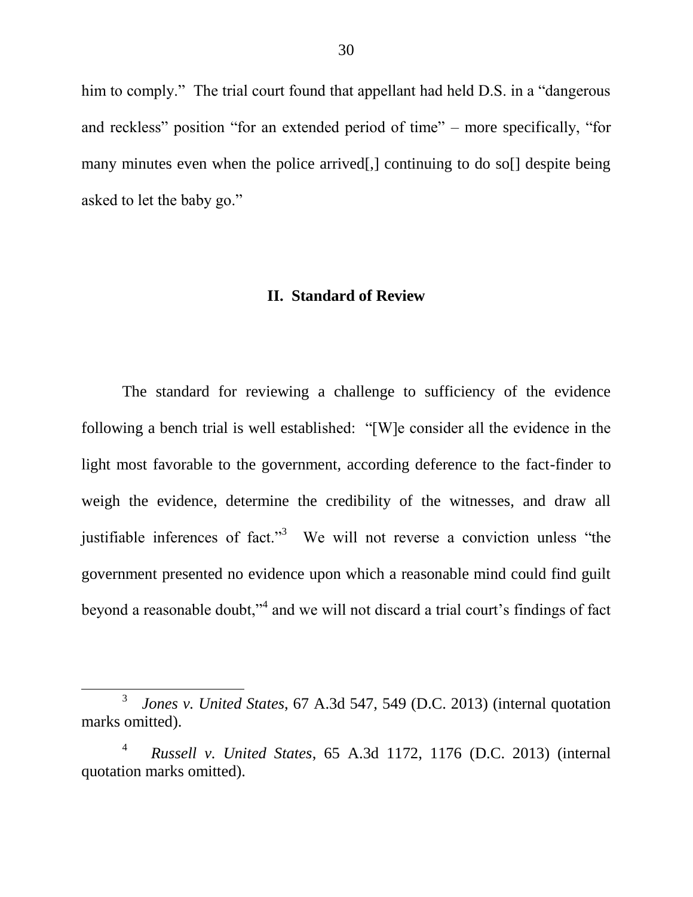him to comply." The trial court found that appellant had held D.S. in a "dangerous and reckless" position "for an extended period of time" – more specifically, "for many minutes even when the police arrived[,] continuing to do so[] despite being asked to let the baby go."

## II. Standard of Review

The standard for reviewing a challenge to sufficiency of the evidence following a bench trial is well established: "[W]e consider all the evidence in the light most favorable to the government, according deference to the fact-finder to weigh the evidence, determine the credibility of the witnesses, and draw all justifiable inferences of fact."[3] We will not reverse a conviction unless "the government presented no evidence upon which a reasonable mind could find guilt beyond a reasonable doubt,"[4] and we will not discard a trial court's findings of fact

---

[3] *Jones v. United States*, 67 A.3d 547, 549 (D.C. 2013) (internal quotation marks omitted).

[4] *Russell v. United States*, 65 A.3d 1172, 1176 (D.C. 2013) (internal quotation marks omitted).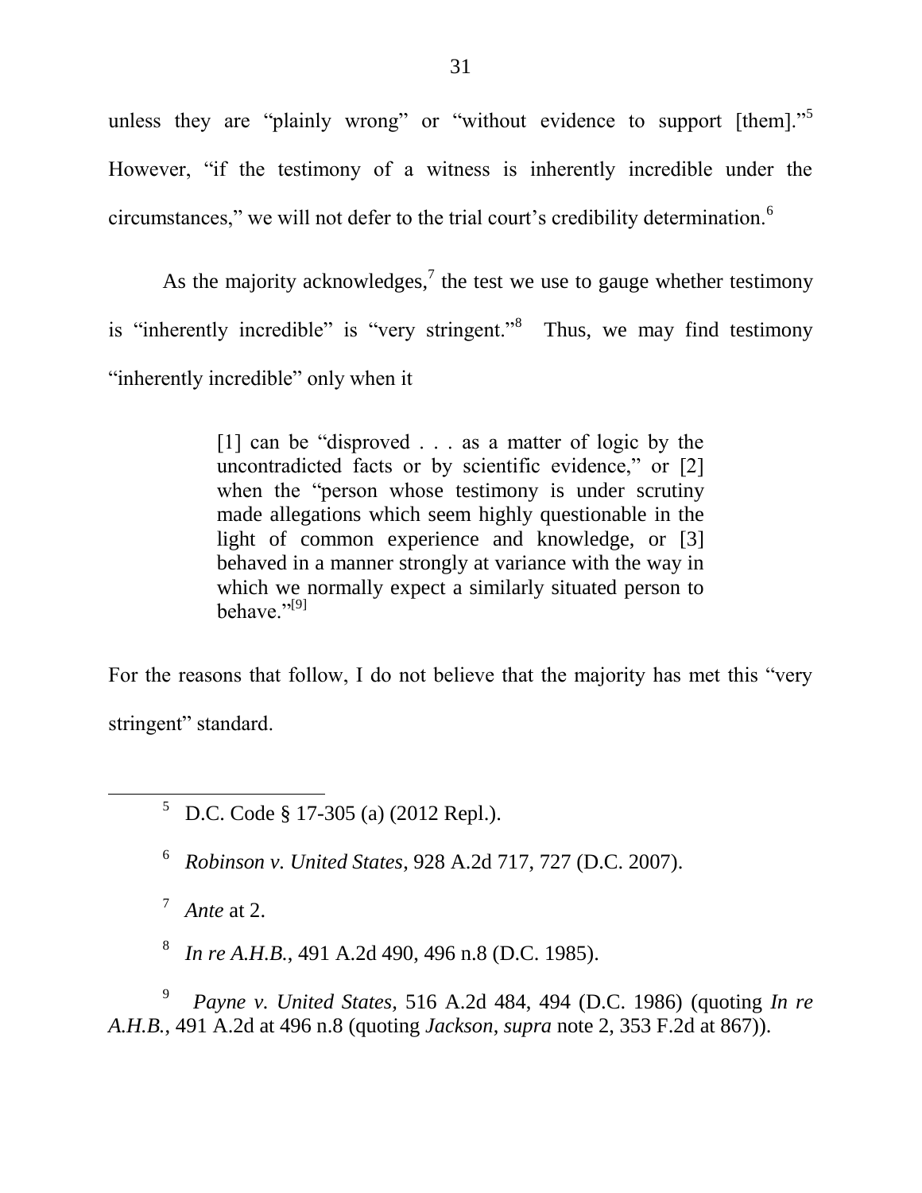unless they are "plainly wrong" or "without evidence to support [them]."[5] However, "if the testimony of a witness is inherently incredible under the circumstances," we will not defer to the trial court's credibility determination.[6]

As the majority acknowledges,[7] the test we use to gauge whether testimony is "inherently incredible" is "very stringent."[8] Thus, we may find testimony "inherently incredible" only when it

> [1] can be "disproved . . . as a matter of logic by the uncontradicted facts or by scientific evidence," or [2] when the "person whose testimony is under scrutiny made allegations which seem highly questionable in the light of common experience and knowledge, or [3] behaved in a manner strongly at variance with the way in which we normally expect a similarly situated person to behave."[9]

For the reasons that follow, I do not believe that the majority has met this "very stringent" standard.

---

[5] D.C. Code § 17-305 (a) (2012 Repl.).

[6] *Robinson v. United States*, 928 A.2d 717, 727 (D.C. 2007).

[7] *Ante* at 2.

[8] *In re A.H.B.*, 491 A.2d 490, 496 n.8 (D.C. 1985).

[9] *Payne v. United States*, 516 A.2d 484, 494 (D.C. 1986) (quoting *In re A.H.B.*, 491 A.2d at 496 n.8 (quoting *Jackson*, *supra* note 2, 353 F.2d at 867)).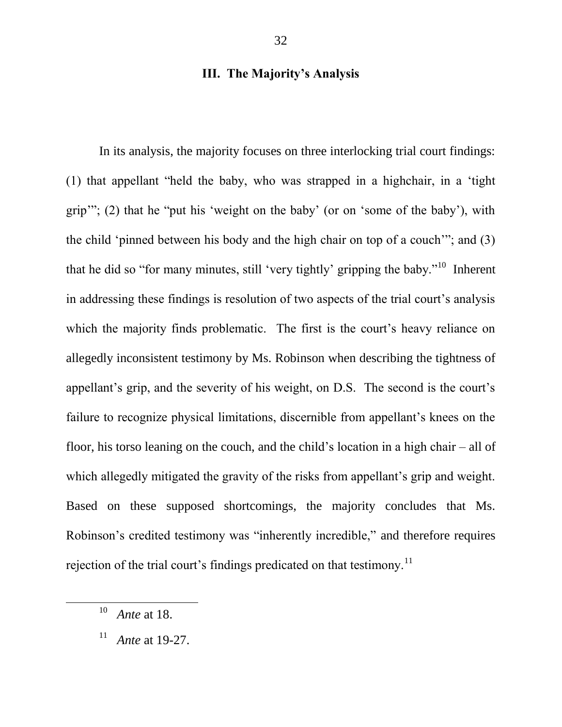## III. The Majority's Analysis

In its analysis, the majority focuses on three interlocking trial court findings: (1) that appellant "held the baby, who was strapped in a highchair, in a 'tight grip'"; (2) that he "put his 'weight on the baby' (or on 'some of the baby'), with the child 'pinned between his body and the high chair on top of a couch'"; and (3) that he did so "for many minutes, still 'very tightly' gripping the baby."[10] Inherent in addressing these findings is resolution of two aspects of the trial court's analysis which the majority finds problematic. The first is the court's heavy reliance on allegedly inconsistent testimony by Ms. Robinson when describing the tightness of appellant's grip, and the severity of his weight, on D.S. The second is the court's failure to recognize physical limitations, discernible from appellant's knees on the floor, his torso leaning on the couch, and the child's location in a high chair – all of which allegedly mitigated the gravity of the risks from appellant's grip and weight. Based on these supposed shortcomings, the majority concludes that Ms. Robinson's credited testimony was "inherently incredible," and therefore requires rejection of the trial court's findings predicated on that testimony.[11]

---

[10] *Ante* at 18.

[11] *Ante* at 19-27.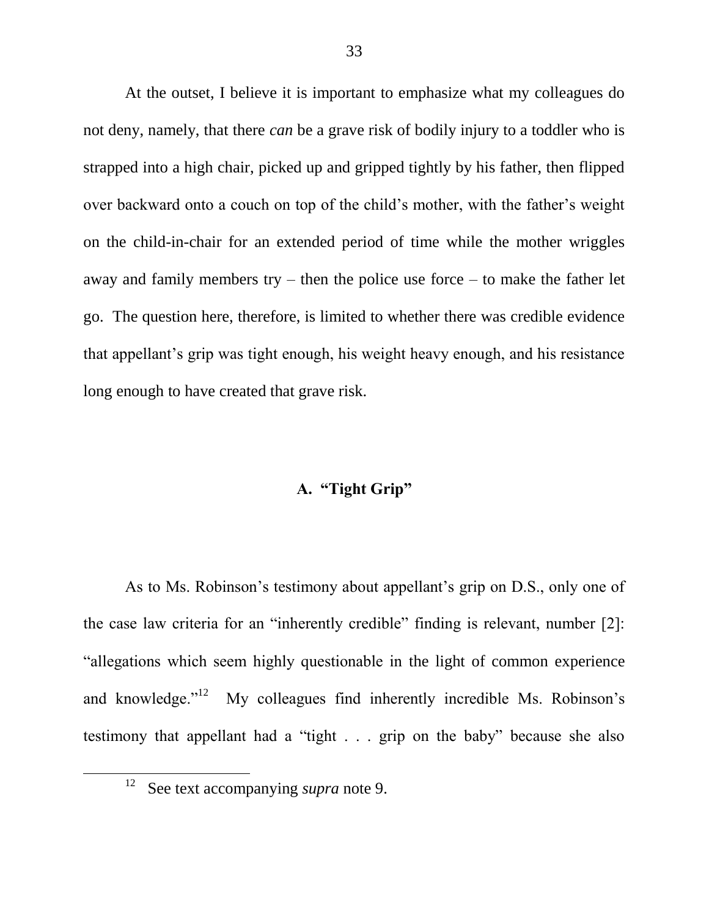At the outset, I believe it is important to emphasize what my colleagues do not deny, namely, that there *can* be a grave risk of bodily injury to a toddler who is strapped into a high chair, picked up and gripped tightly by his father, then flipped over backward onto a couch on top of the child's mother, with the father's weight on the child-in-chair for an extended period of time while the mother wriggles away and family members try – then the police use force – to make the father let go. The question here, therefore, is limited to whether there was credible evidence that appellant's grip was tight enough, his weight heavy enough, and his resistance long enough to have created that grave risk.

### A. "Tight Grip"

As to Ms. Robinson's testimony about appellant's grip on D.S., only one of the case law criteria for an "inherently credible" finding is relevant, number [2]: "allegations which seem highly questionable in the light of common experience and knowledge."[12] My colleagues find inherently incredible Ms. Robinson's testimony that appellant had a "tight . . . grip on the baby" because she also

[12] See text accompanying *supra* note 9.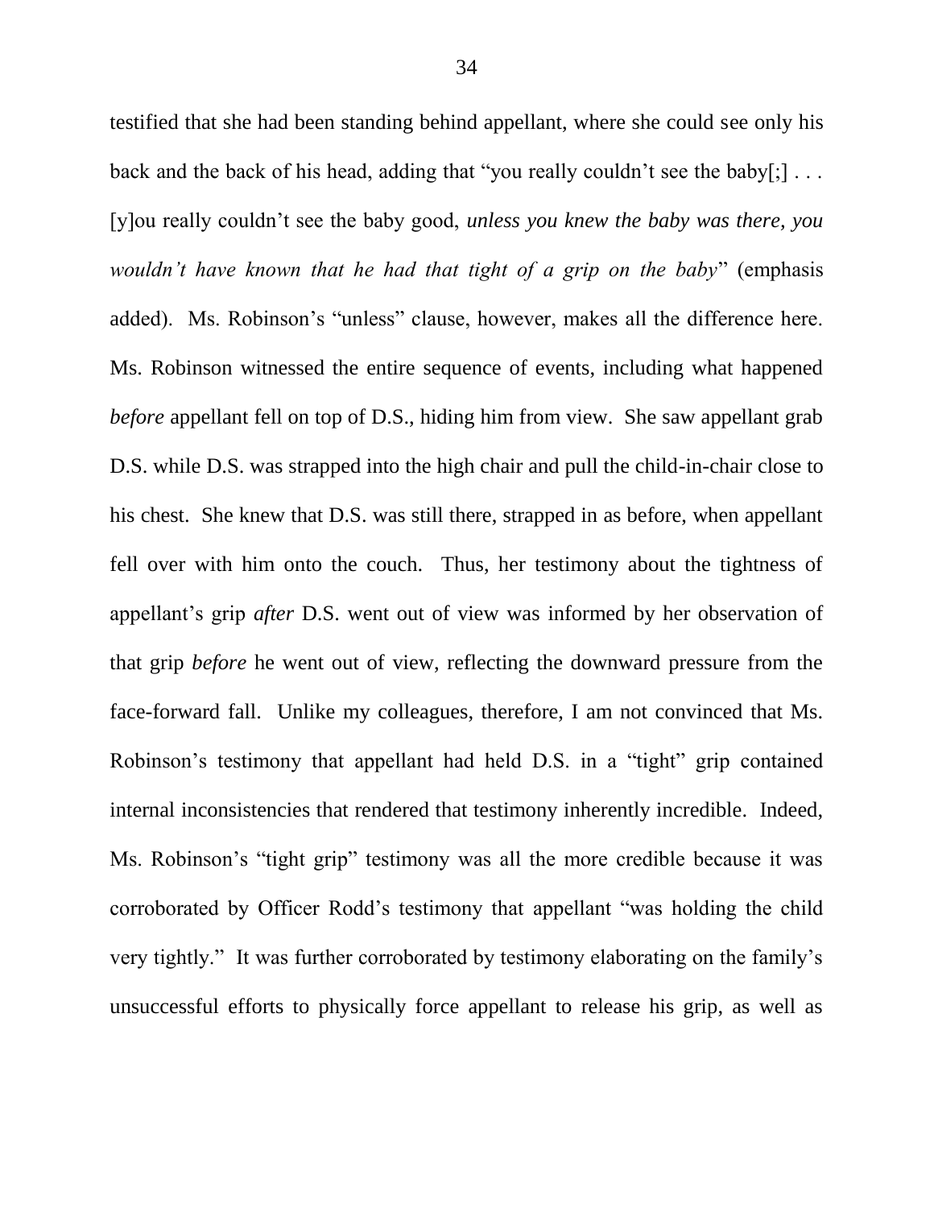testified that she had been standing behind appellant, where she could see only his back and the back of his head, adding that "you really couldn't see the baby[;] . . . [y]ou really couldn't see the baby good, *unless you knew the baby was there, you wouldn't have known that he had that tight of a grip on the baby*" (emphasis added). Ms. Robinson's "unless" clause, however, makes all the difference here. Ms. Robinson witnessed the entire sequence of events, including what happened *before* appellant fell on top of D.S., hiding him from view. She saw appellant grab D.S. while D.S. was strapped into the high chair and pull the child-in-chair close to his chest. She knew that D.S. was still there, strapped in as before, when appellant fell over with him onto the couch. Thus, her testimony about the tightness of appellant's grip *after* D.S. went out of view was informed by her observation of that grip *before* he went out of view, reflecting the downward pressure from the face-forward fall. Unlike my colleagues, therefore, I am not convinced that Ms. Robinson's testimony that appellant had held D.S. in a "tight" grip contained internal inconsistencies that rendered that testimony inherently incredible. Indeed, Ms. Robinson's "tight grip" testimony was all the more credible because it was corroborated by Officer Rodd's testimony that appellant "was holding the child very tightly." It was further corroborated by testimony elaborating on the family's unsuccessful efforts to physically force appellant to release his grip, as well as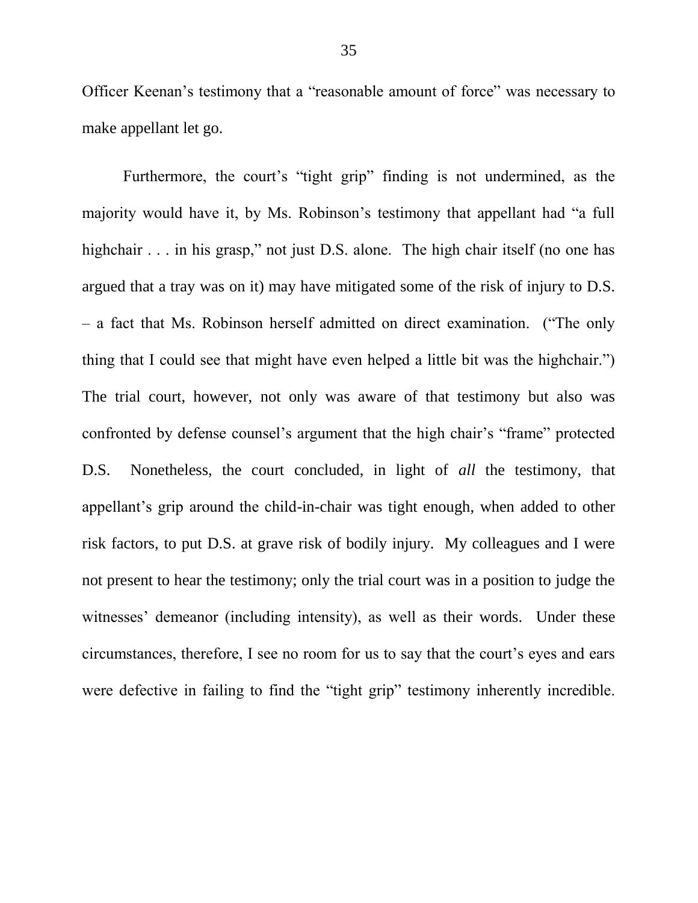Officer Keenan's testimony that a "reasonable amount of force" was necessary to make appellant let go.

Furthermore, the court's "tight grip" finding is not undermined, as the majority would have it, by Ms. Robinson's testimony that appellant had "a full highchair . . . in his grasp," not just D.S. alone. The high chair itself (no one has argued that a tray was on it) may have mitigated some of the risk of injury to D.S. – a fact that Ms. Robinson herself admitted on direct examination. ("The only thing that I could see that might have even helped a little bit was the highchair.") The trial court, however, not only was aware of that testimony but also was confronted by defense counsel's argument that the high chair's "frame" protected D.S. Nonetheless, the court concluded, in light of *all* the testimony, that appellant's grip around the child-in-chair was tight enough, when added to other risk factors, to put D.S. at grave risk of bodily injury. My colleagues and I were not present to hear the testimony; only the trial court was in a position to judge the witnesses' demeanor (including intensity), as well as their words. Under these circumstances, therefore, I see no room for us to say that the court's eyes and ears were defective in failing to find the "tight grip" testimony inherently incredible.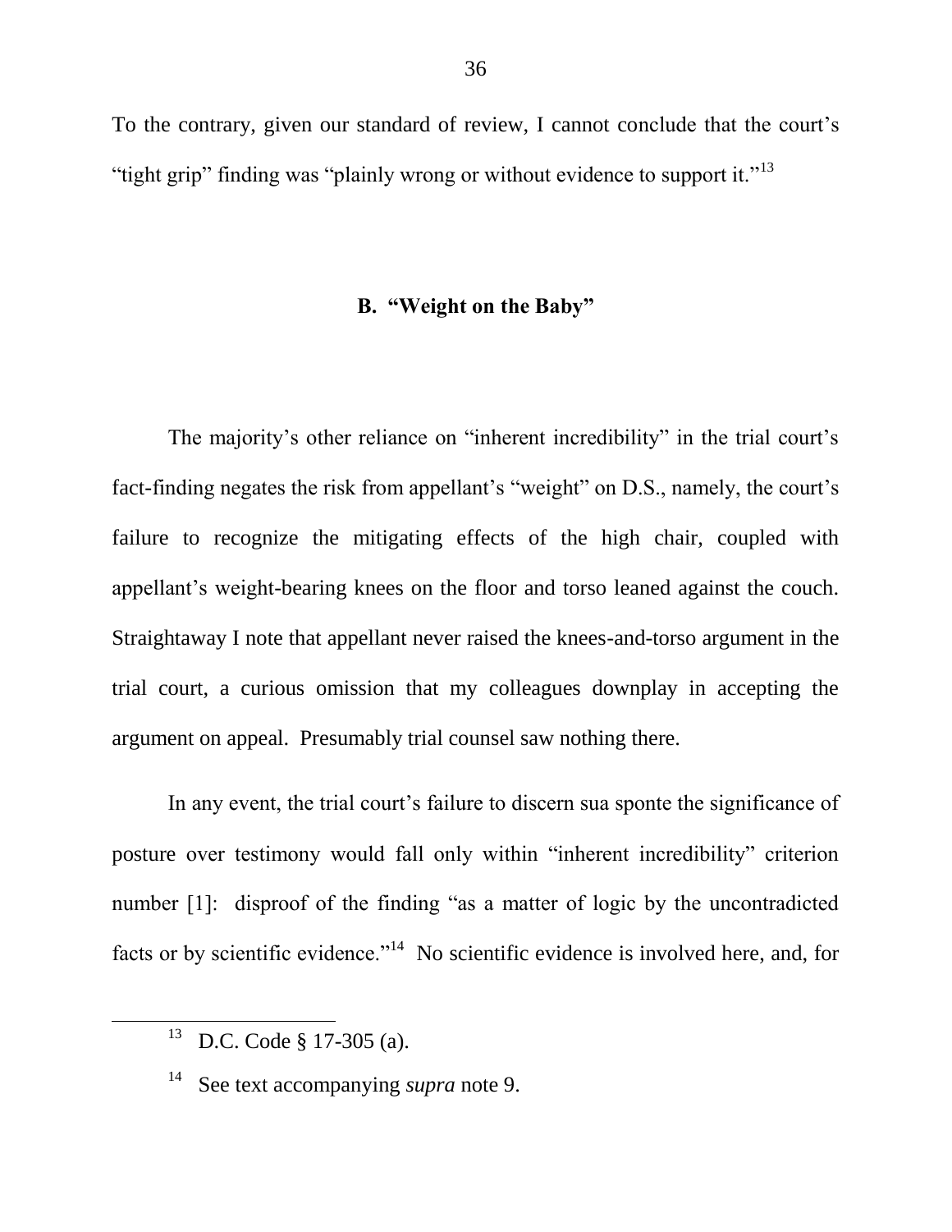To the contrary, given our standard of review, I cannot conclude that the court's "tight grip" finding was "plainly wrong or without evidence to support it."[13]

### B. "Weight on the Baby"

The majority's other reliance on "inherent incredibility" in the trial court's fact-finding negates the risk from appellant's "weight" on D.S., namely, the court's failure to recognize the mitigating effects of the high chair, coupled with appellant's weight-bearing knees on the floor and torso leaned against the couch. Straightaway I note that appellant never raised the knees-and-torso argument in the trial court, a curious omission that my colleagues downplay in accepting the argument on appeal. Presumably trial counsel saw nothing there.

In any event, the trial court's failure to discern sua sponte the significance of posture over testimony would fall only within "inherent incredibility" criterion number [1]: disproof of the finding "as a matter of logic by the uncontradicted facts or by scientific evidence."[14] No scientific evidence is involved here, and, for

---

[13] D.C. Code § 17-305 (a).

[14] See text accompanying *supra* note 9.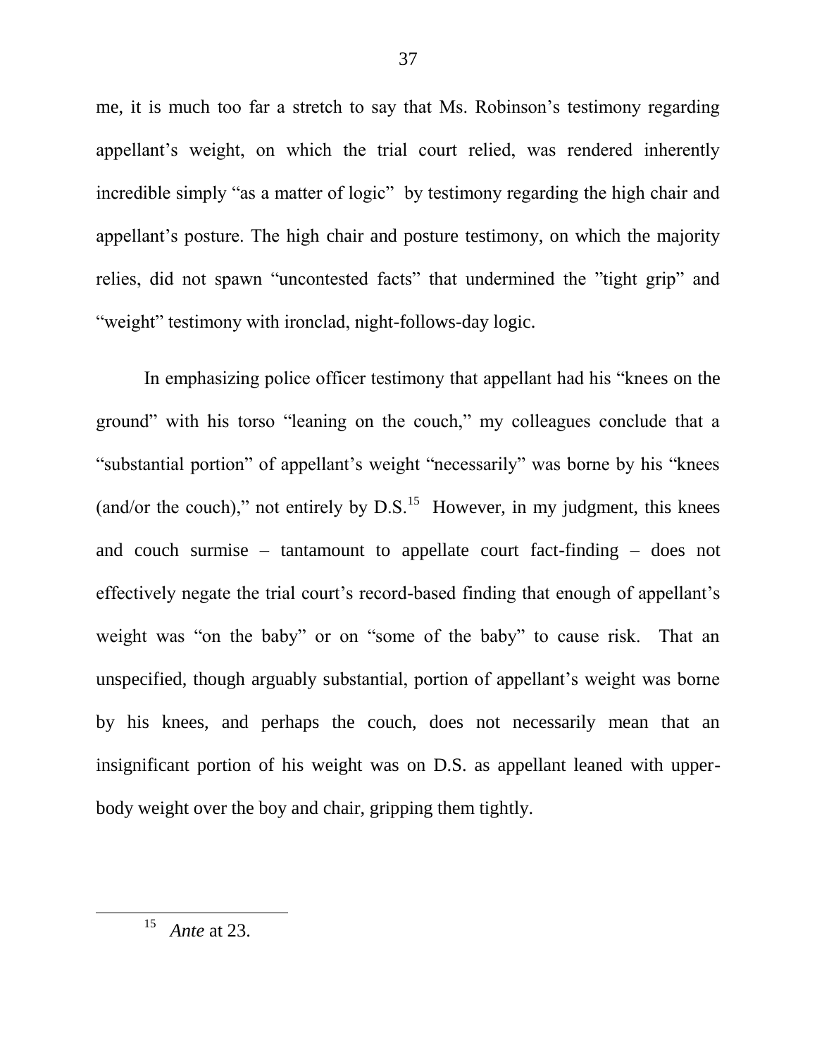me, it is much too far a stretch to say that Ms. Robinson's testimony regarding appellant's weight, on which the trial court relied, was rendered inherently incredible simply "as a matter of logic" by testimony regarding the high chair and appellant's posture. The high chair and posture testimony, on which the majority relies, did not spawn "uncontested facts" that undermined the "tight grip" and "weight" testimony with ironclad, night-follows-day logic.

In emphasizing police officer testimony that appellant had his "knees on the ground" with his torso "leaning on the couch," my colleagues conclude that a "substantial portion" of appellant's weight "necessarily" was borne by his "knees (and/or the couch)," not entirely by D.S.[15] However, in my judgment, this knees and couch surmise – tantamount to appellate court fact-finding – does not effectively negate the trial court's record-based finding that enough of appellant's weight was "on the baby" or on "some of the baby" to cause risk. That an unspecified, though arguably substantial, portion of appellant's weight was borne by his knees, and perhaps the couch, does not necessarily mean that an insignificant portion of his weight was on D.S. as appellant leaned with upper-body weight over the boy and chair, gripping them tightly.

---

[15] *Ante* at 23.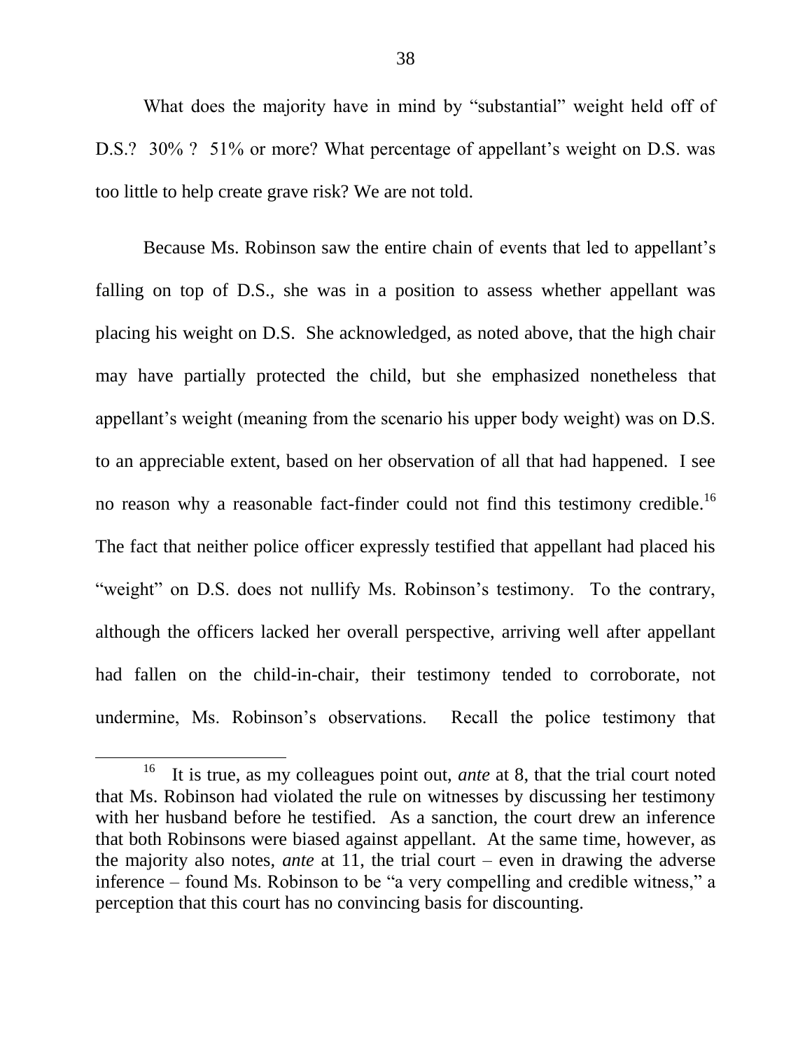What does the majority have in mind by "substantial" weight held off of D.S.? 30% ? 51% or more? What percentage of appellant's weight on D.S. was too little to help create grave risk? We are not told.

Because Ms. Robinson saw the entire chain of events that led to appellant's falling on top of D.S., she was in a position to assess whether appellant was placing his weight on D.S. She acknowledged, as noted above, that the high chair may have partially protected the child, but she emphasized nonetheless that appellant's weight (meaning from the scenario his upper body weight) was on D.S. to an appreciable extent, based on her observation of all that had happened. I see no reason why a reasonable fact-finder could not find this testimony credible.[16] The fact that neither police officer expressly testified that appellant had placed his "weight" on D.S. does not nullify Ms. Robinson's testimony. To the contrary, although the officers lacked her overall perspective, arriving well after appellant had fallen on the child-in-chair, their testimony tended to corroborate, not undermine, Ms. Robinson's observations. Recall the police testimony that

---

[16] It is true, as my colleagues point out, *ante* at 8, that the trial court noted that Ms. Robinson had violated the rule on witnesses by discussing her testimony with her husband before he testified. As a sanction, the court drew an inference that both Robinsons were biased against appellant. At the same time, however, as the majority also notes, *ante* at 11, the trial court – even in drawing the adverse inference – found Ms. Robinson to be "a very compelling and credible witness," a perception that this court has no convincing basis for discounting.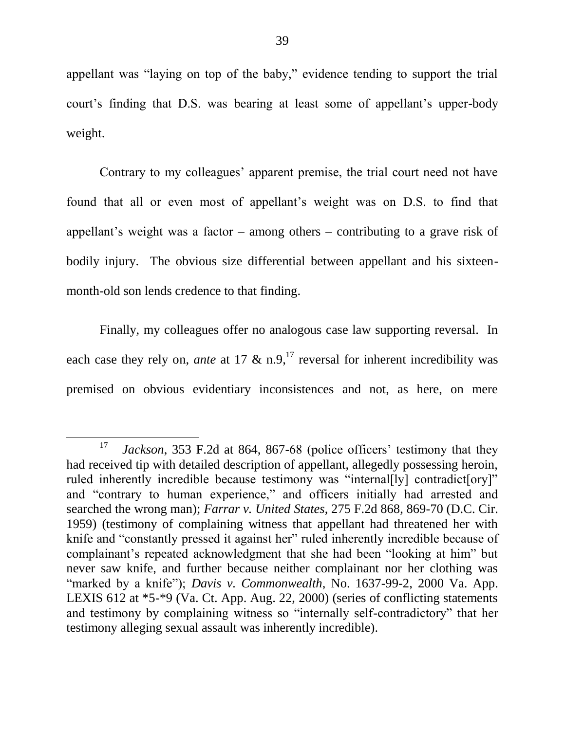appellant was "laying on top of the baby," evidence tending to support the trial court's finding that D.S. was bearing at least some of appellant's upper-body weight.

Contrary to my colleagues' apparent premise, the trial court need not have found that all or even most of appellant's weight was on D.S. to find that appellant's weight was a factor – among others – contributing to a grave risk of bodily injury. The obvious size differential between appellant and his sixteen-month-old son lends credence to that finding.

Finally, my colleagues offer no analogous case law supporting reversal. In each case they rely on, *ante* at 17 & n.9,[17] reversal for inherent incredibility was premised on obvious evidentiary inconsistences and not, as here, on mere

---

[17] *Jackson*, 353 F.2d at 864, 867-68 (police officers' testimony that they had received tip with detailed description of appellant, allegedly possessing heroin, ruled inherently incredible because testimony was "internal[ly] contradict[ory]" and "contrary to human experience," and officers initially had arrested and searched the wrong man); *Farrar v. United States*, 275 F.2d 868, 869-70 (D.C. Cir. 1959) (testimony of complaining witness that appellant had threatened her with knife and "constantly pressed it against her" ruled inherently incredible because of complainant's repeated acknowledgment that she had been "looking at him" but never saw knife, and further because neither complainant nor her clothing was "marked by a knife"); *Davis v. Commonwealth*, No. 1637-99-2, 2000 Va. App. LEXIS 612 at *5-*9 (Va. Ct. App. Aug. 22, 2000) (series of conflicting statements and testimony by complaining witness so "internally self-contradictory" that her testimony alleging sexual assault was inherently incredible).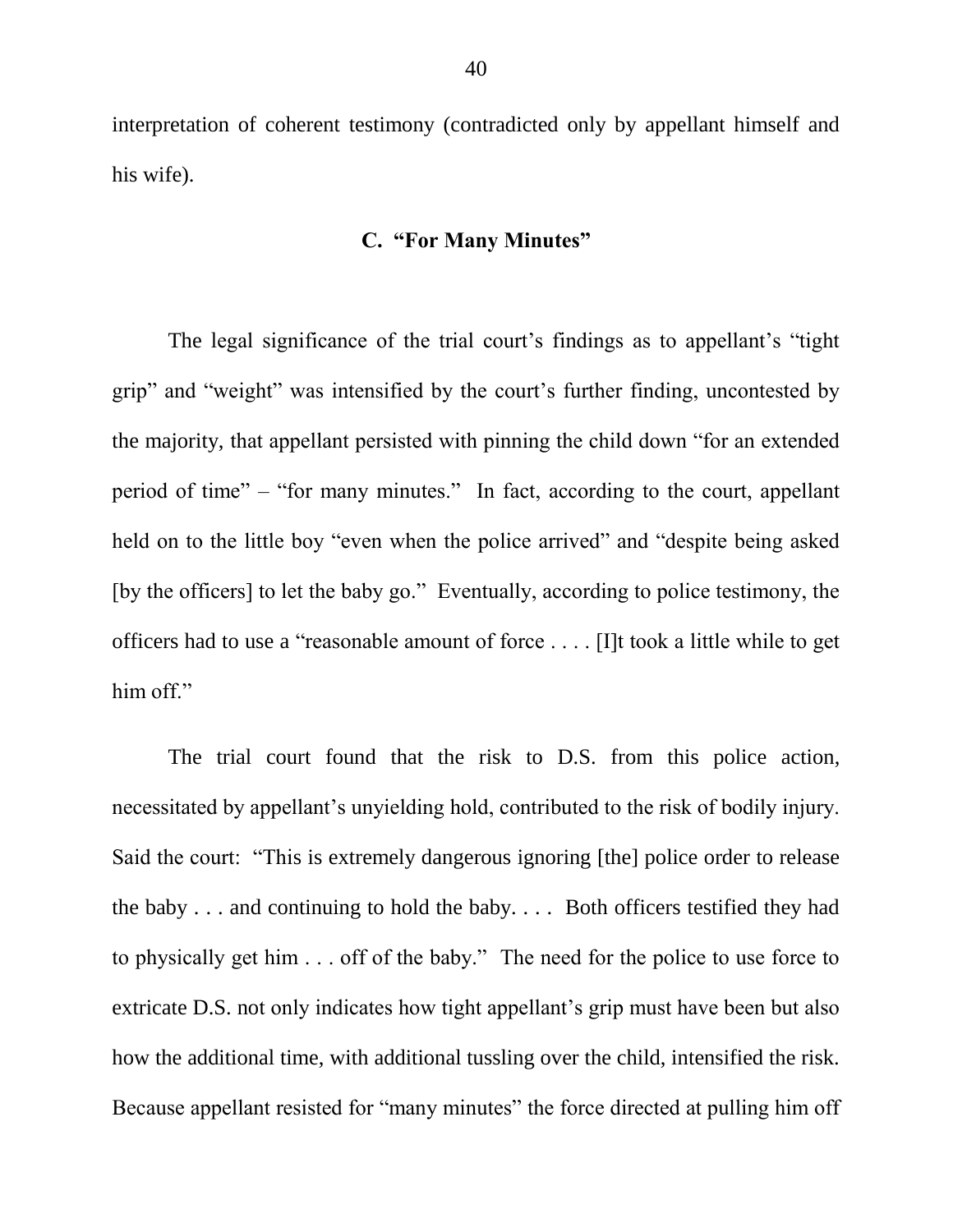interpretation of coherent testimony (contradicted only by appellant himself and his wife).

### C. "For Many Minutes"

The legal significance of the trial court's findings as to appellant's "tight grip" and "weight" was intensified by the court's further finding, uncontested by the majority, that appellant persisted with pinning the child down "for an extended period of time" – "for many minutes." In fact, according to the court, appellant held on to the little boy "even when the police arrived" and "despite being asked [by the officers] to let the baby go." Eventually, according to police testimony, the officers had to use a "reasonable amount of force . . . . [I]t took a little while to get him off."

The trial court found that the risk to D.S. from this police action, necessitated by appellant's unyielding hold, contributed to the risk of bodily injury. Said the court: "This is extremely dangerous ignoring [the] police order to release the baby . . . and continuing to hold the baby. . . . Both officers testified they had to physically get him . . . off of the baby." The need for the police to use force to extricate D.S. not only indicates how tight appellant's grip must have been but also how the additional time, with additional tussling over the child, intensified the risk. Because appellant resisted for "many minutes" the force directed at pulling him off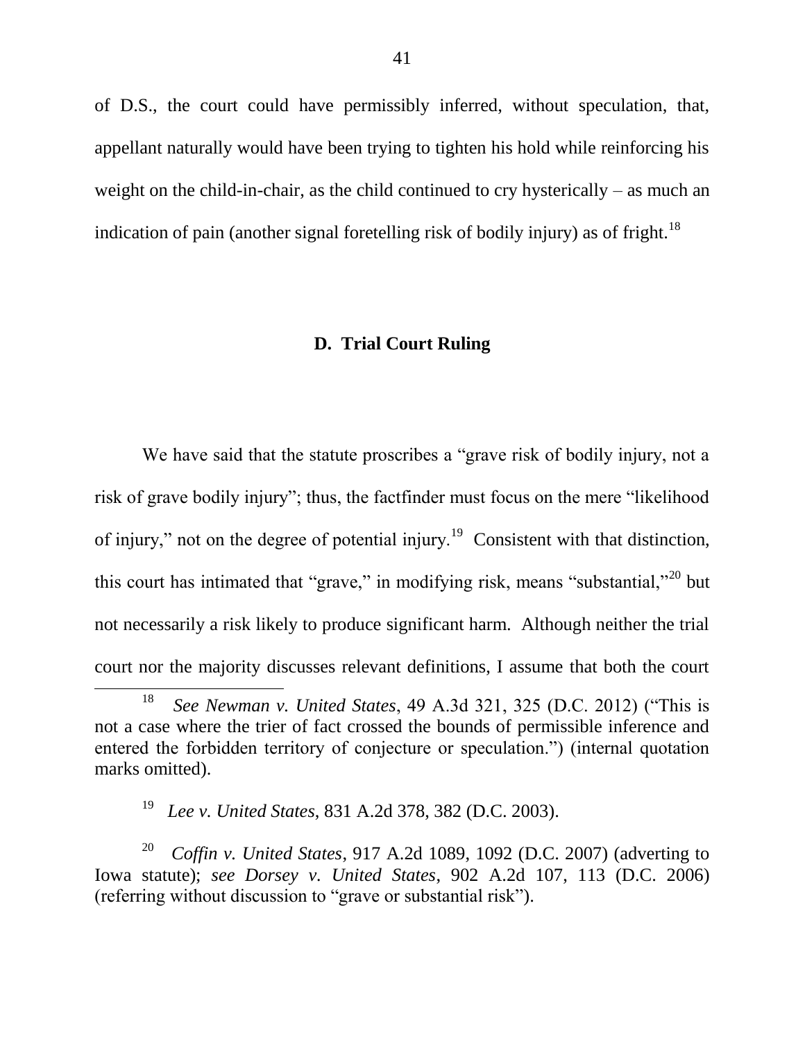of D.S., the court could have permissibly inferred, without speculation, that, appellant naturally would have been trying to tighten his hold while reinforcing his weight on the child-in-chair, as the child continued to cry hysterically – as much an indication of pain (another signal foretelling risk of bodily injury) as of fright.[18]

### D. Trial Court Ruling

We have said that the statute proscribes a "grave risk of bodily injury, not a risk of grave bodily injury"; thus, the factfinder must focus on the mere "likelihood of injury," not on the degree of potential injury.[19] Consistent with that distinction, this court has intimated that "grave," in modifying risk, means "substantial,"[20] but not necessarily a risk likely to produce significant harm. Although neither the trial court nor the majority discusses relevant definitions, I assume that both the court

---

[18] *See Newman v. United States*, 49 A.3d 321, 325 (D.C. 2012) ("This is not a case where the trier of fact crossed the bounds of permissible inference and entered the forbidden territory of conjecture or speculation.") (internal quotation marks omitted).

[19] *Lee v. United States*, 831 A.2d 378, 382 (D.C. 2003).

[20] *Coffin v. United States*, 917 A.2d 1089, 1092 (D.C. 2007) (adverting to Iowa statute); *see Dorsey v. United States*, 902 A.2d 107, 113 (D.C. 2006) (referring without discussion to "grave or substantial risk").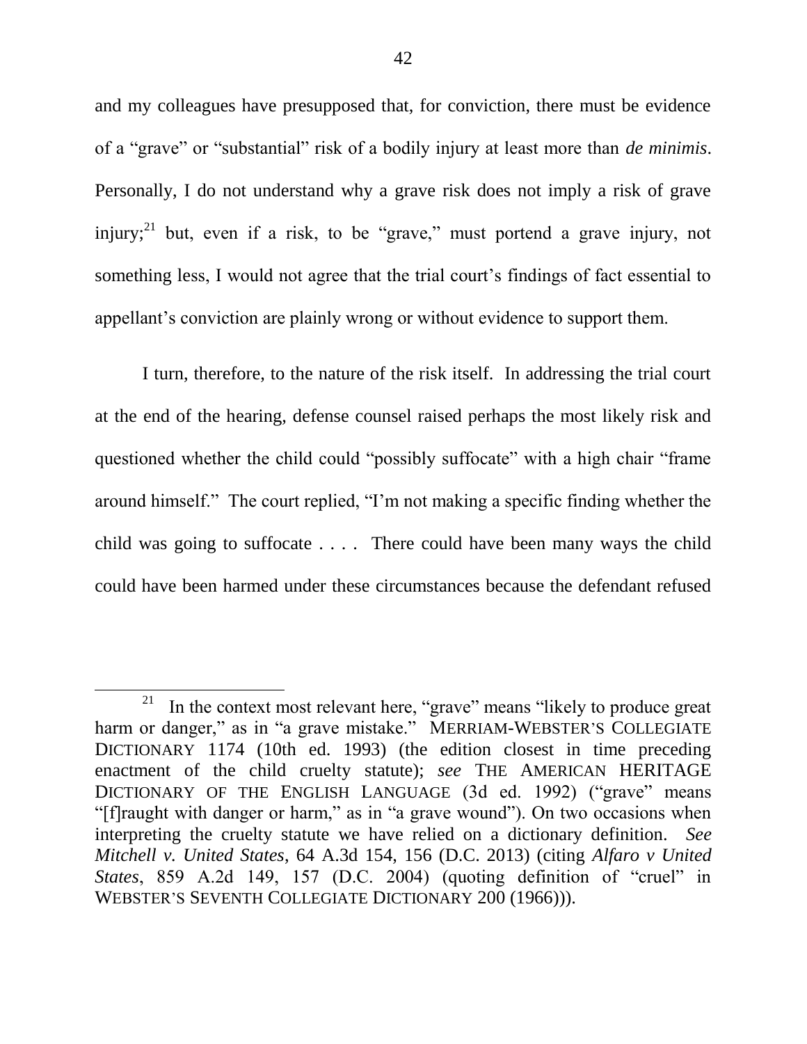and my colleagues have presupposed that, for conviction, there must be evidence of a "grave" or "substantial" risk of a bodily injury at least more than *de minimis*. Personally, I do not understand why a grave risk does not imply a risk of grave injury;[21] but, even if a risk, to be "grave," must portend a grave injury, not something less, I would not agree that the trial court's findings of fact essential to appellant's conviction are plainly wrong or without evidence to support them.

I turn, therefore, to the nature of the risk itself. In addressing the trial court at the end of the hearing, defense counsel raised perhaps the most likely risk and questioned whether the child could "possibly suffocate" with a high chair "frame around himself." The court replied, "I'm not making a specific finding whether the child was going to suffocate . . . . There could have been many ways the child could have been harmed under these circumstances because the defendant refused

---

[21] In the context most relevant here, "grave" means "likely to produce great harm or danger," as in "a grave mistake." MERRIAM-WEBSTER'S COLLEGIATE DICTIONARY 1174 (10th ed. 1993) (the edition closest in time preceding enactment of the child cruelty statute); *see* THE AMERICAN HERITAGE DICTIONARY OF THE ENGLISH LANGUAGE (3d ed. 1992) ("grave" means "[f]raught with danger or harm," as in "a grave wound"). On two occasions when interpreting the cruelty statute we have relied on a dictionary definition. *See Mitchell v. United States*, 64 A.3d 154, 156 (D.C. 2013) (citing *Alfaro v United States*, 859 A.2d 149, 157 (D.C. 2004) (quoting definition of "cruel" in WEBSTER'S SEVENTH COLLEGIATE DICTIONARY 200 (1966))).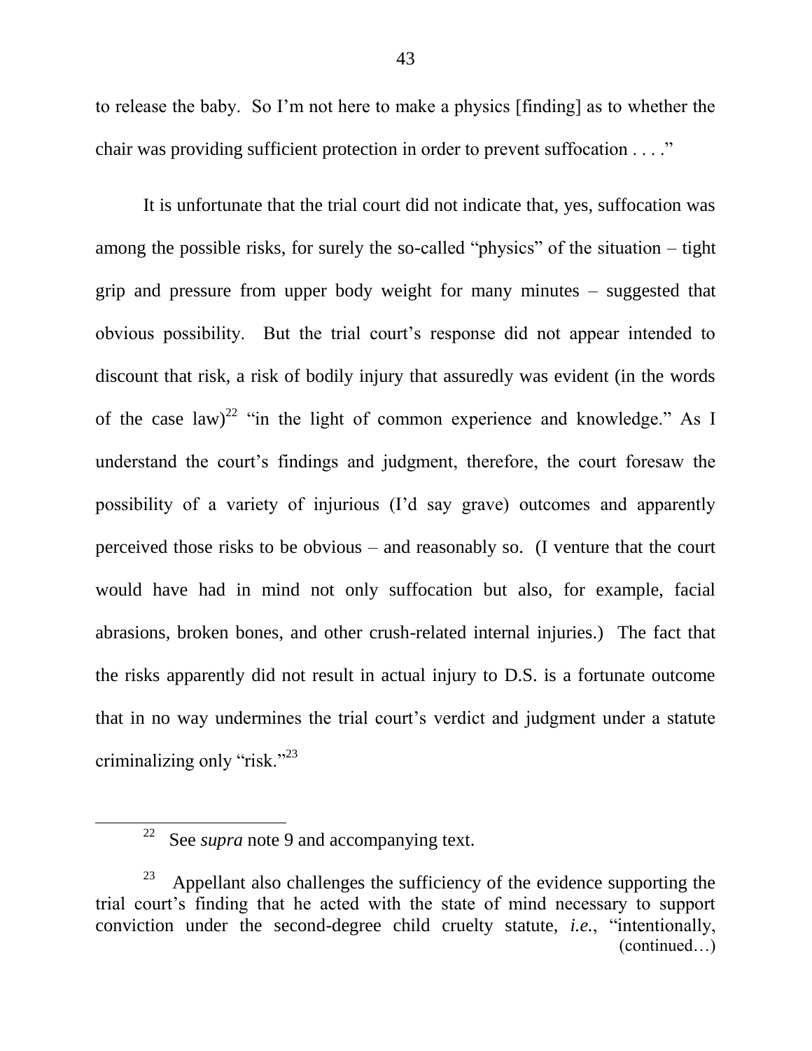to release the baby. So I'm not here to make a physics [finding] as to whether the chair was providing sufficient protection in order to prevent suffocation . . . ."

It is unfortunate that the trial court did not indicate that, yes, suffocation was among the possible risks, for surely the so-called "physics" of the situation – tight grip and pressure from upper body weight for many minutes – suggested that obvious possibility. But the trial court's response did not appear intended to discount that risk, a risk of bodily injury that assuredly was evident (in the words of the case law)[22] "in the light of common experience and knowledge." As I understand the court's findings and judgment, therefore, the court foresaw the possibility of a variety of injurious (I'd say grave) outcomes and apparently perceived those risks to be obvious – and reasonably so. (I venture that the court would have had in mind not only suffocation but also, for example, facial abrasions, broken bones, and other crush-related internal injuries.) The fact that the risks apparently did not result in actual injury to D.S. is a fortunate outcome that in no way undermines the trial court's verdict and judgment under a statute criminalizing only "risk."[23]

---

[22] See *supra* note 9 and accompanying text.

[23] Appellant also challenges the sufficiency of the evidence supporting the trial court's finding that he acted with the state of mind necessary to support conviction under the second-degree child cruelty statute, *i.e.*, "intentionally, (continued…)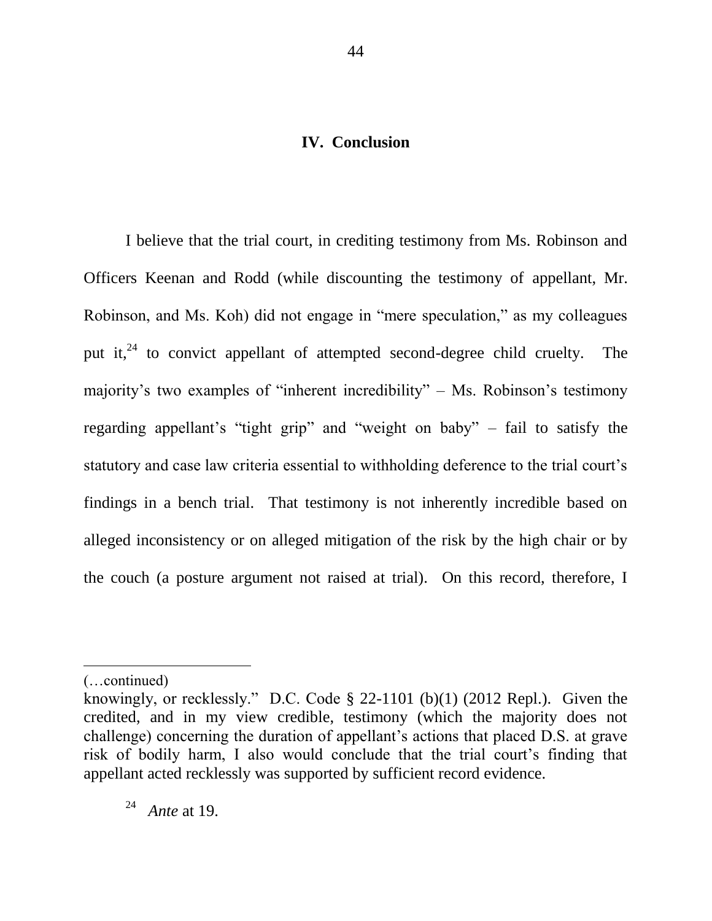## IV. Conclusion

I believe that the trial court, in crediting testimony from Ms. Robinson and Officers Keenan and Rodd (while discounting the testimony of appellant, Mr. Robinson, and Ms. Koh) did not engage in "mere speculation," as my colleagues put it,[24] to convict appellant of attempted second-degree child cruelty. The majority's two examples of "inherent incredibility" – Ms. Robinson's testimony regarding appellant's "tight grip" and "weight on baby" – fail to satisfy the statutory and case law criteria essential to withholding deference to the trial court's findings in a bench trial. That testimony is not inherently incredible based on alleged inconsistency or on alleged mitigation of the risk by the high chair or by the couch (a posture argument not raised at trial). On this record, therefore, I

---

(…continued)

knowingly, or recklessly." D.C. Code § 22-1101 (b)(1) (2012 Repl.). Given the credited, and in my view credible, testimony (which the majority does not challenge) concerning the duration of appellant's actions that placed D.S. at grave risk of bodily harm, I also would conclude that the trial court's finding that appellant acted recklessly was supported by sufficient record evidence.

[24] *Ante* at 19.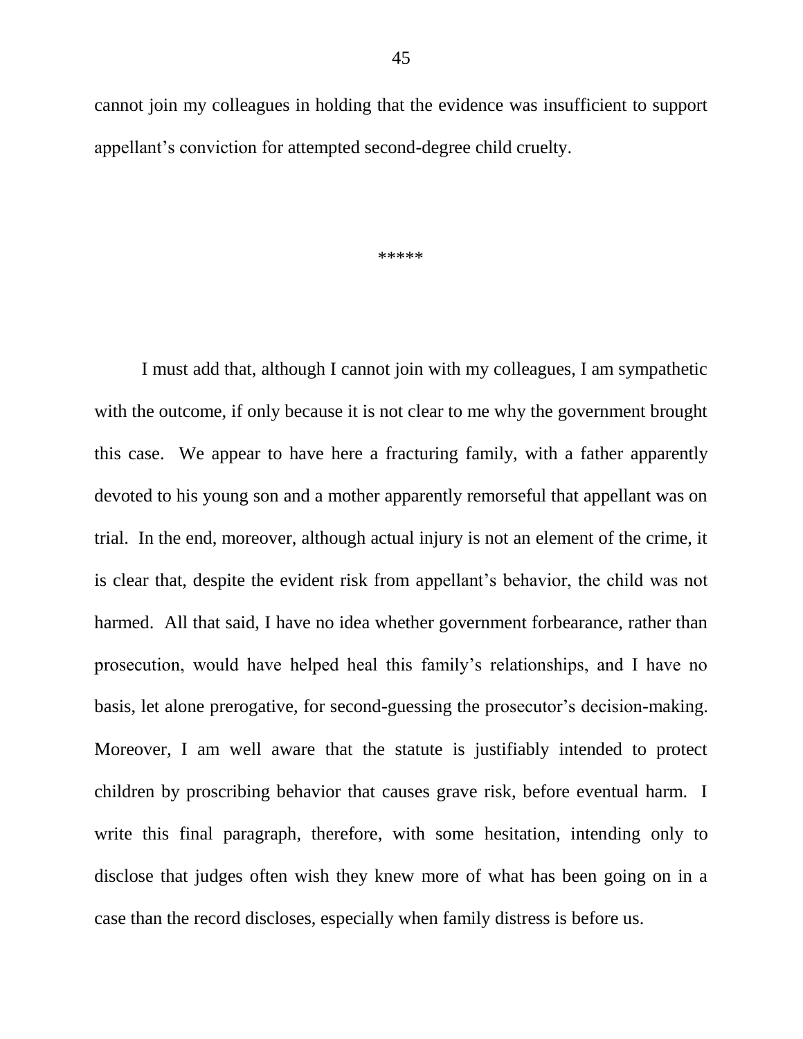cannot join my colleagues in holding that the evidence was insufficient to support appellant's conviction for attempted second-degree child cruelty.

*****

I must add that, although I cannot join with my colleagues, I am sympathetic with the outcome, if only because it is not clear to me why the government brought this case. We appear to have here a fracturing family, with a father apparently devoted to his young son and a mother apparently remorseful that appellant was on trial. In the end, moreover, although actual injury is not an element of the crime, it is clear that, despite the evident risk from appellant's behavior, the child was not harmed. All that said, I have no idea whether government forbearance, rather than prosecution, would have helped heal this family's relationships, and I have no basis, let alone prerogative, for second-guessing the prosecutor's decision-making. Moreover, I am well aware that the statute is justifiably intended to protect children by proscribing behavior that causes grave risk, before eventual harm. I write this final paragraph, therefore, with some hesitation, intending only to disclose that judges often wish they knew more of what has been going on in a case than the record discloses, especially when family distress is before us.